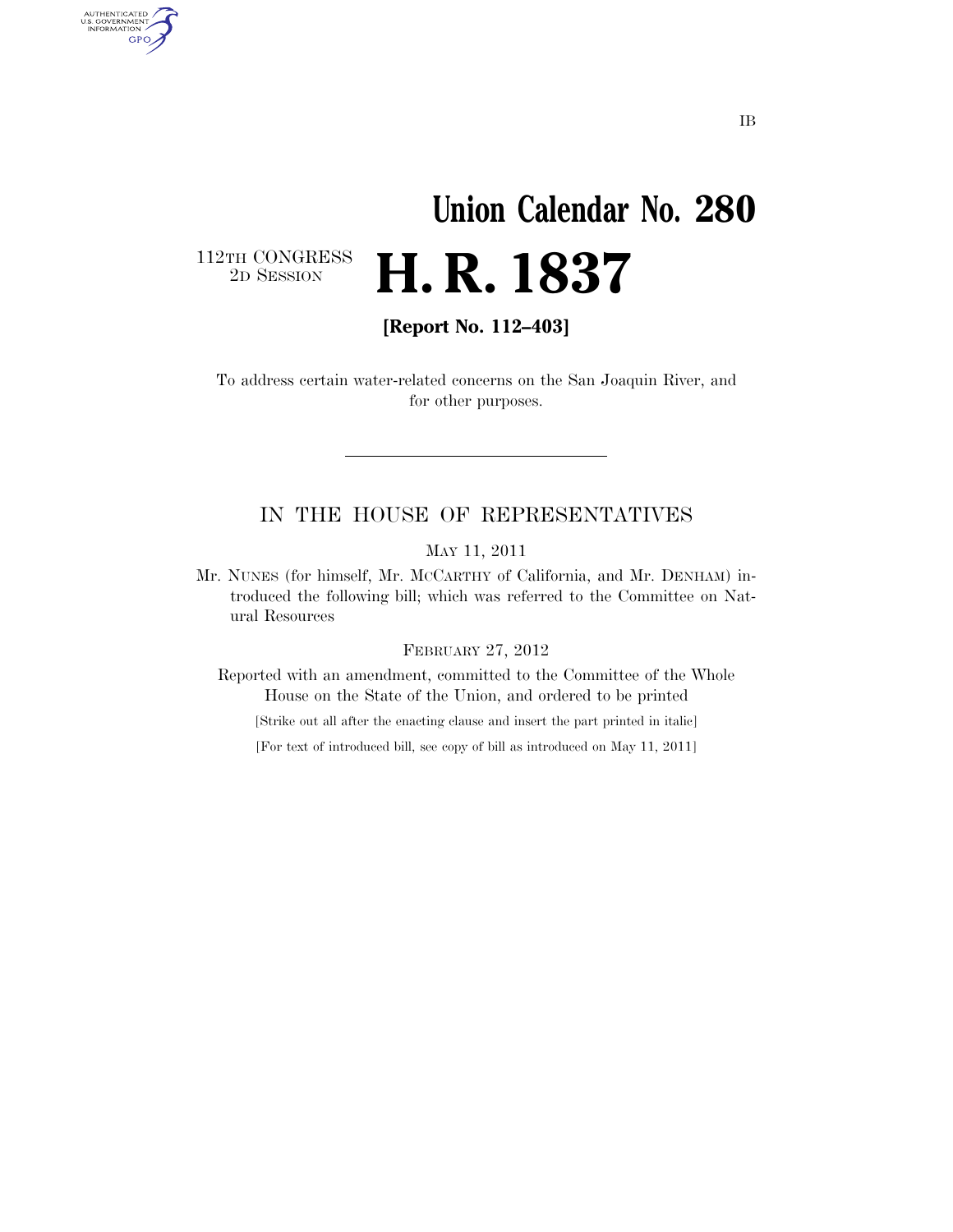IB

# Union Calendar No. 280

112TH CONGRESS
2D SESSION

# H. R. 1837

**[Report No. 112–403]**

To address certain water-related concerns on the San Joaquin River, and for other purposes.

---

## IN THE HOUSE OF REPRESENTATIVES

MAY 11, 2011

Mr. NUNES (for himself, Mr. MCCARTHY of California, and Mr. DENHAM) introduced the following bill; which was referred to the Committee on Natural Resources

FEBRUARY 27, 2012

Reported with an amendment, committed to the Committee of the Whole House on the State of the Union, and ordered to be printed

[Strike out all after the enacting clause and insert the part printed in italic]

[For text of introduced bill, see copy of bill as introduced on May 11, 2011]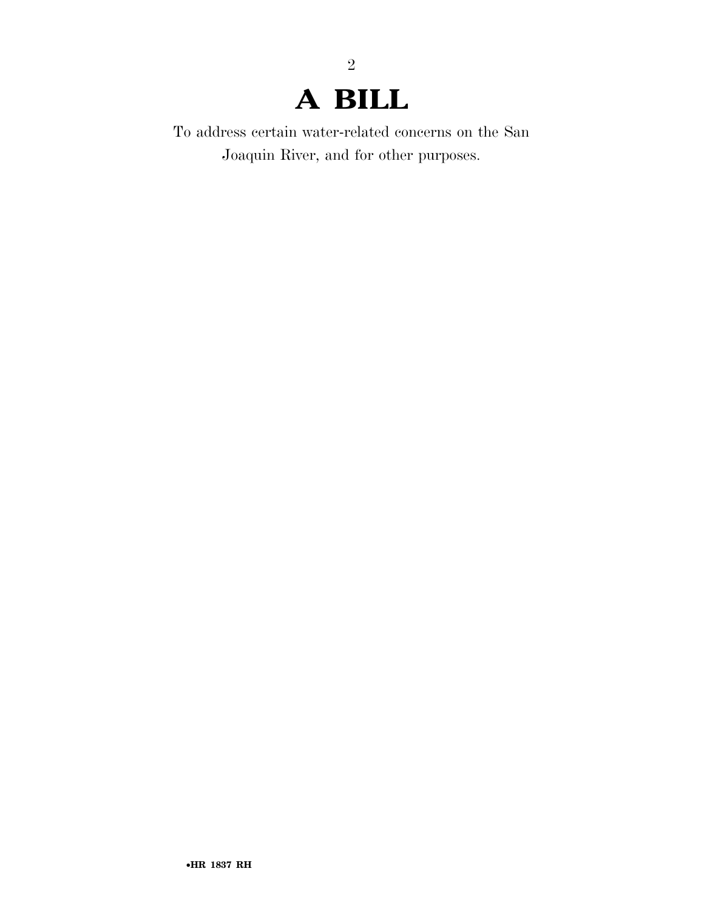# A BILL

To address certain water-related concerns on the San Joaquin River, and for other purposes.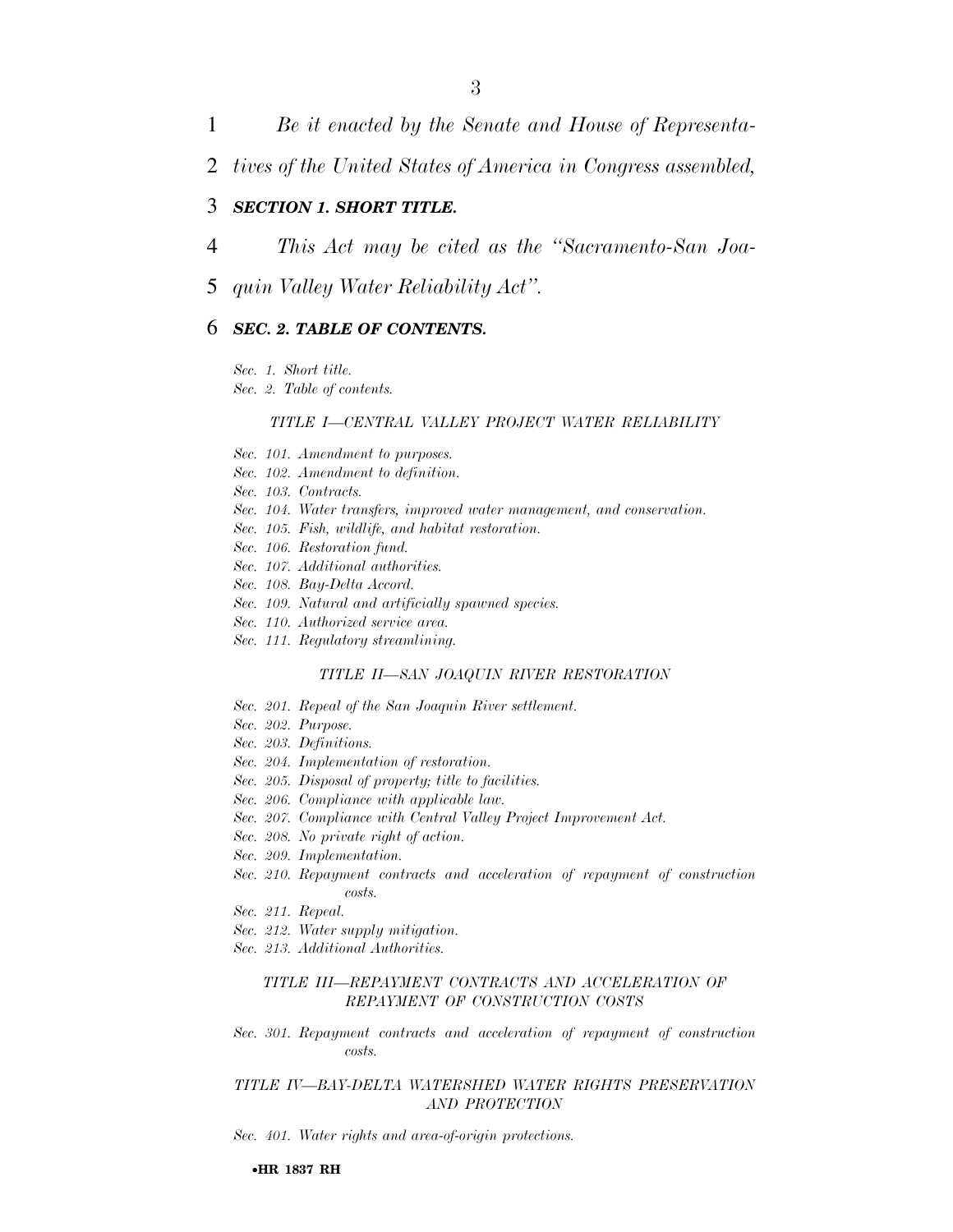*Be it enacted by the Senate and House of Representatives of the United States of America in Congress assembled,*

### ***SECTION 1. SHORT TITLE.***

*This Act may be cited as the "Sacramento-San Joaquin Valley Water Reliability Act".*

### ***SEC. 2. TABLE OF CONTENTS.***

*Sec. 1. Short title.*
*Sec. 2. Table of contents.*

*TITLE I—CENTRAL VALLEY PROJECT WATER RELIABILITY*

*Sec. 101. Amendment to purposes.*
*Sec. 102. Amendment to definition.*
*Sec. 103. Contracts.*
*Sec. 104. Water transfers, improved water management, and conservation.*
*Sec. 105. Fish, wildlife, and habitat restoration.*
*Sec. 106. Restoration fund.*
*Sec. 107. Additional authorities.*
*Sec. 108. Bay-Delta Accord.*
*Sec. 109. Natural and artificially spawned species.*
*Sec. 110. Authorized service area.*
*Sec. 111. Regulatory streamlining.*

*TITLE II—SAN JOAQUIN RIVER RESTORATION*

*Sec. 201. Repeal of the San Joaquin River settlement.*
*Sec. 202. Purpose.*
*Sec. 203. Definitions.*
*Sec. 204. Implementation of restoration.*
*Sec. 205. Disposal of property; title to facilities.*
*Sec. 206. Compliance with applicable law.*
*Sec. 207. Compliance with Central Valley Project Improvement Act.*
*Sec. 208. No private right of action.*
*Sec. 209. Implementation.*
*Sec. 210. Repayment contracts and acceleration of repayment of construction costs.*
*Sec. 211. Repeal.*
*Sec. 212. Water supply mitigation.*
*Sec. 213. Additional Authorities.*

*TITLE III—REPAYMENT CONTRACTS AND ACCELERATION OF REPAYMENT OF CONSTRUCTION COSTS*

*Sec. 301. Repayment contracts and acceleration of repayment of construction costs.*

*TITLE IV—BAY-DELTA WATERSHED WATER RIGHTS PRESERVATION AND PROTECTION*

*Sec. 401. Water rights and area-of-origin protections.*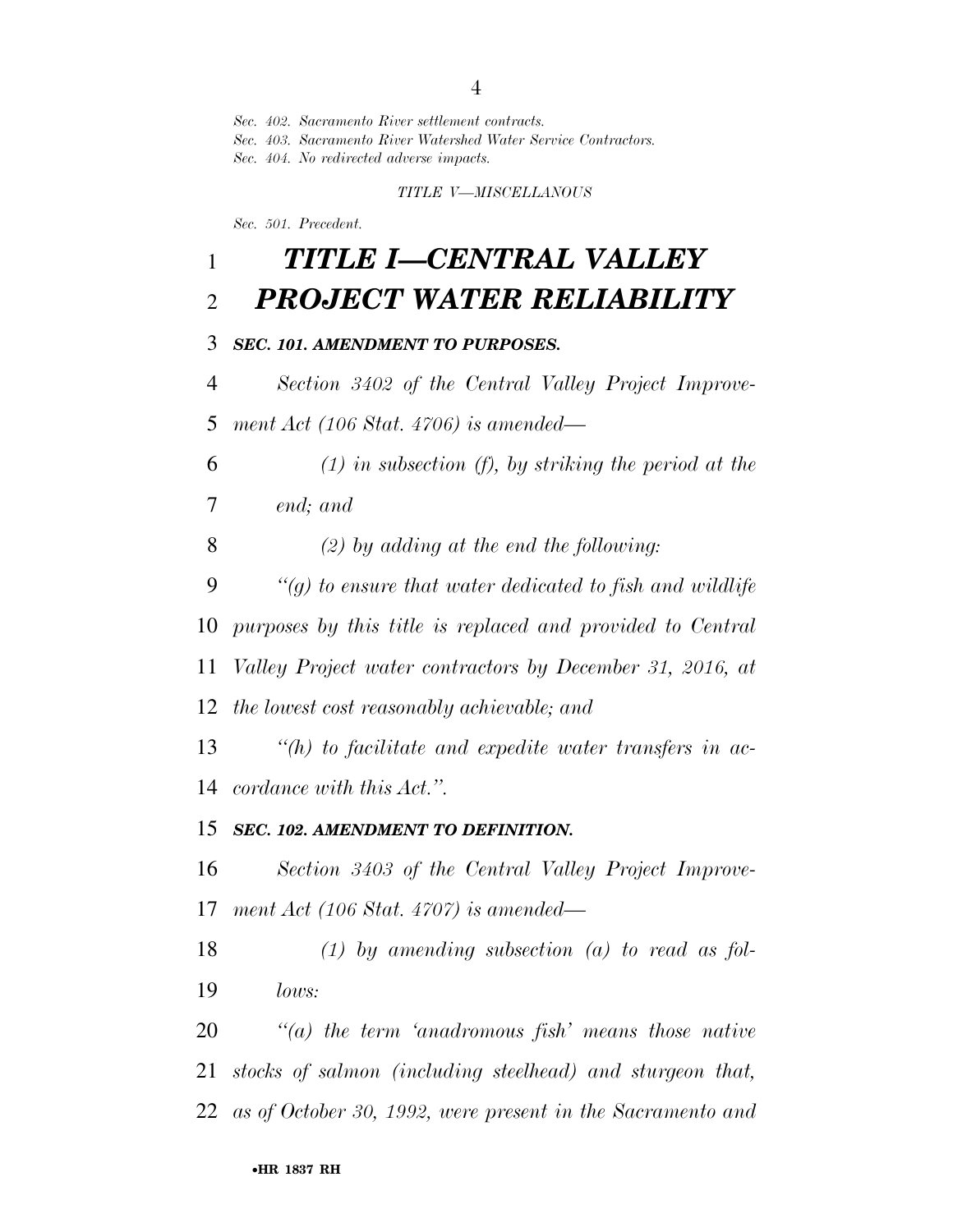*Sec. 402. Sacramento River settlement contracts.*
*Sec. 403. Sacramento River Watershed Water Service Contractors.*
*Sec. 404. No redirected adverse impacts.*

*TITLE V—MISCELLANOUS*

*Sec. 501. Precedent.*

# *TITLE I—CENTRAL VALLEY PROJECT WATER RELIABILITY*

### *SEC. 101. AMENDMENT TO PURPOSES.*

*Section 3402 of the Central Valley Project Improvement Act (106 Stat. 4706) is amended—*

*(1) in subsection (f), by striking the period at the end; and*

*(2) by adding at the end the following:*

*"(g) to ensure that water dedicated to fish and wildlife purposes by this title is replaced and provided to Central Valley Project water contractors by December 31, 2016, at the lowest cost reasonably achievable; and*

*"(h) to facilitate and expedite water transfers in accordance with this Act.".*

### *SEC. 102. AMENDMENT TO DEFINITION.*

*Section 3403 of the Central Valley Project Improvement Act (106 Stat. 4707) is amended—*

*(1) by amending subsection (a) to read as follows:*

*"(a) the term 'anadromous fish' means those native stocks of salmon (including steelhead) and sturgeon that, as of October 30, 1992, were present in the Sacramento and*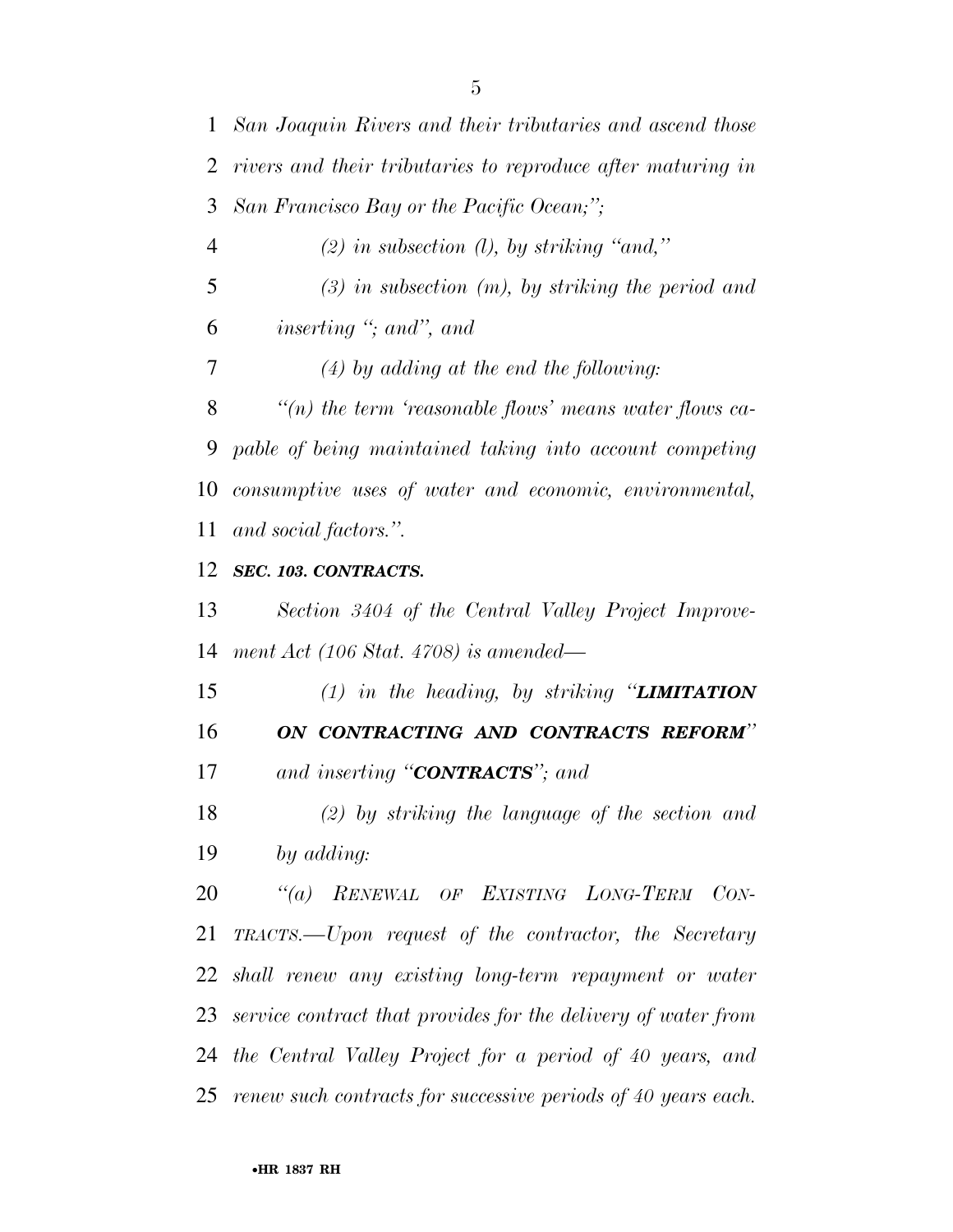*San Joaquin Rivers and their tributaries and ascend those rivers and their tributaries to reproduce after maturing in San Francisco Bay or the Pacific Ocean;";*

*(2) in subsection (l), by striking "and,"*

*(3) in subsection (m), by striking the period and inserting "; and", and*

*(4) by adding at the end the following:*

*"(n) the term 'reasonable flows' means water flows capable of being maintained taking into account competing consumptive uses of water and economic, environmental, and social factors.".*

***SEC. 103. CONTRACTS.***

*Section 3404 of the Central Valley Project Improvement Act (106 Stat. 4708) is amended—*

*(1) in the heading, by striking "**LIMITATION ON CONTRACTING AND CONTRACTS REFORM**" and inserting "**CONTRACTS**"; and*

*(2) by striking the language of the section and by adding:*

*"(a) RENEWAL OF EXISTING LONG-TERM CONTRACTS.—Upon request of the contractor, the Secretary shall renew any existing long-term repayment or water service contract that provides for the delivery of water from the Central Valley Project for a period of 40 years, and renew such contracts for successive periods of 40 years each.*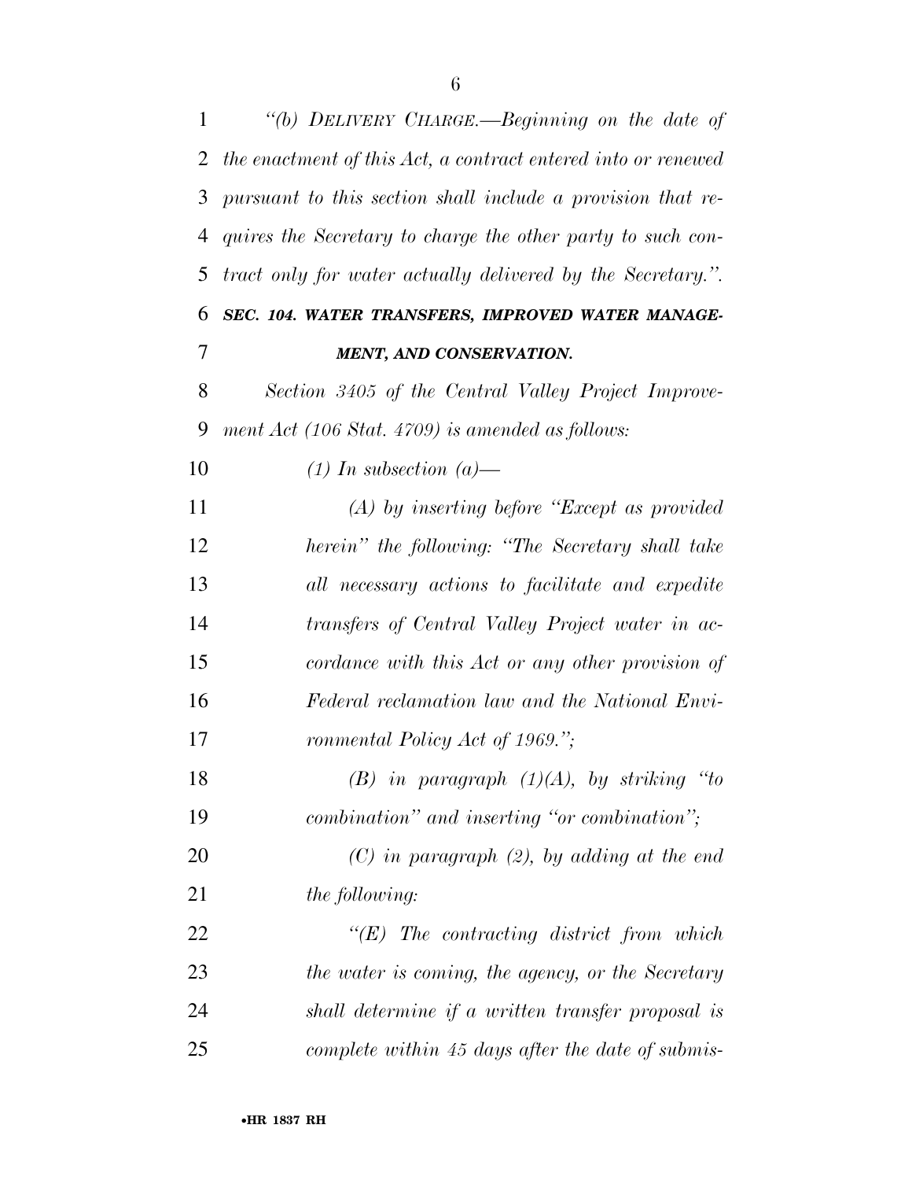*"(b) DELIVERY CHARGE.—Beginning on the date of the enactment of this Act, a contract entered into or renewed pursuant to this section shall include a provision that requires the Secretary to charge the other party to such contract only for water actually delivered by the Secretary.".*

***SEC. 104. WATER TRANSFERS, IMPROVED WATER MANAGEMENT, AND CONSERVATION.***

*Section 3405 of the Central Valley Project Improvement Act (106 Stat. 4709) is amended as follows:*

*(1) In subsection (a)—*

*(A) by inserting before "Except as provided herein" the following: "The Secretary shall take all necessary actions to facilitate and expedite transfers of Central Valley Project water in accordance with this Act or any other provision of Federal reclamation law and the National Environmental Policy Act of 1969.";*

*(B) in paragraph (1)(A), by striking "to combination" and inserting "or combination";*

*(C) in paragraph (2), by adding at the end the following:*

*"(E) The contracting district from which the water is coming, the agency, or the Secretary shall determine if a written transfer proposal is complete within 45 days after the date of submis-*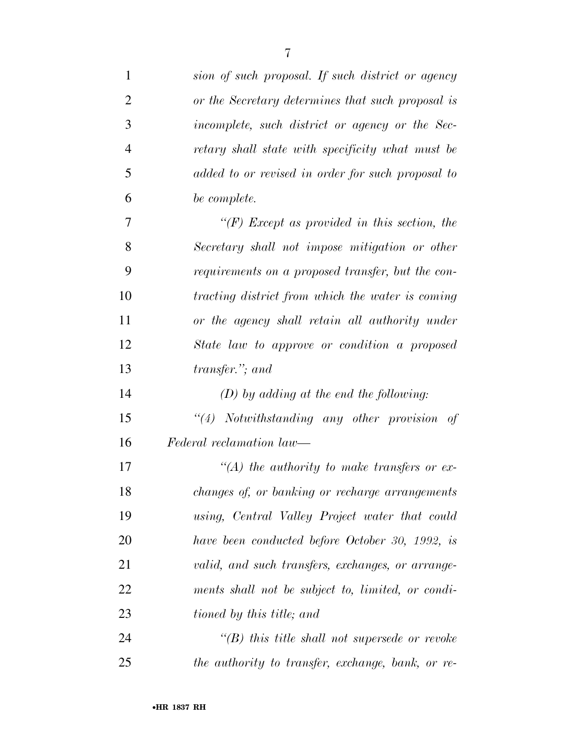*sion of such proposal. If such district or agency or the Secretary determines that such proposal is incomplete, such district or agency or the Secretary shall state with specificity what must be added to or revised in order for such proposal to be complete.*

*"(F) Except as provided in this section, the Secretary shall not impose mitigation or other requirements on a proposed transfer, but the contracting district from which the water is coming or the agency shall retain all authority under State law to approve or condition a proposed transfer."; and*

*(D) by adding at the end the following:*

*"(4) Notwithstanding any other provision of Federal reclamation law—*

*"(A) the authority to make transfers or exchanges of, or banking or recharge arrangements using, Central Valley Project water that could have been conducted before October 30, 1992, is valid, and such transfers, exchanges, or arrangements shall not be subject to, limited, or conditioned by this title; and*

*"(B) this title shall not supersede or revoke the authority to transfer, exchange, bank, or re-*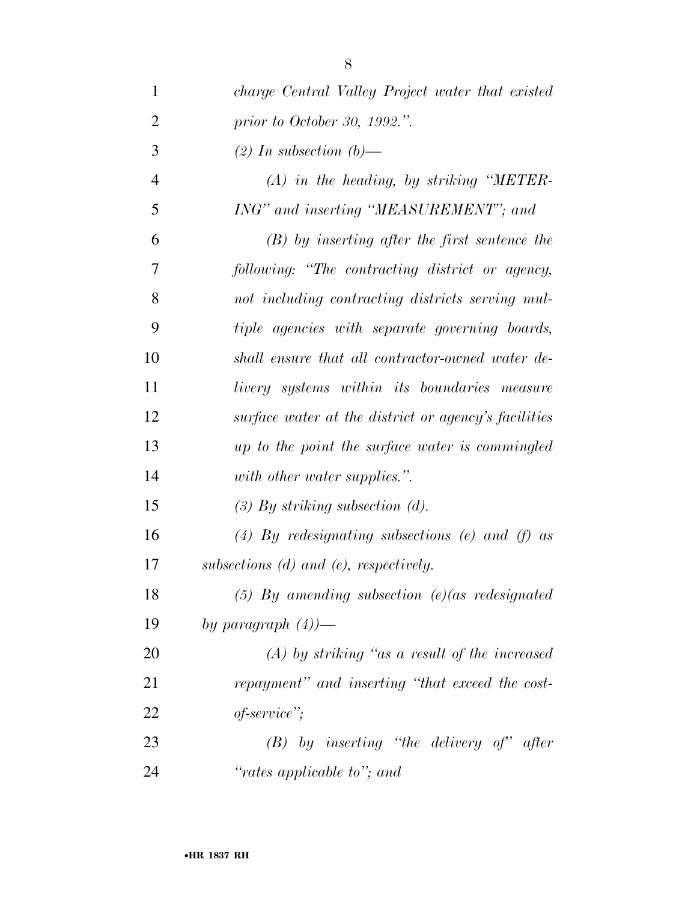*charge Central Valley Project water that existed prior to October 30, 1992.".*

*(2) In subsection (b)—*

*(A) in the heading, by striking "METERING" and inserting "MEASUREMENT"; and*

*(B) by inserting after the first sentence the following: "The contracting district or agency, not including contracting districts serving multiple agencies with separate governing boards, shall ensure that all contractor-owned water delivery systems within its boundaries measure surface water at the district or agency's facilities up to the point the surface water is commingled with other water supplies.".*

*(3) By striking subsection (d).*

*(4) By redesignating subsections (e) and (f) as subsections (d) and (e), respectively.*

*(5) By amending subsection (e)(as redesignated by paragraph (4))—*

*(A) by striking "as a result of the increased repayment" and inserting "that exceed the cost-of-service";*

*(B) by inserting "the delivery of" after "rates applicable to"; and*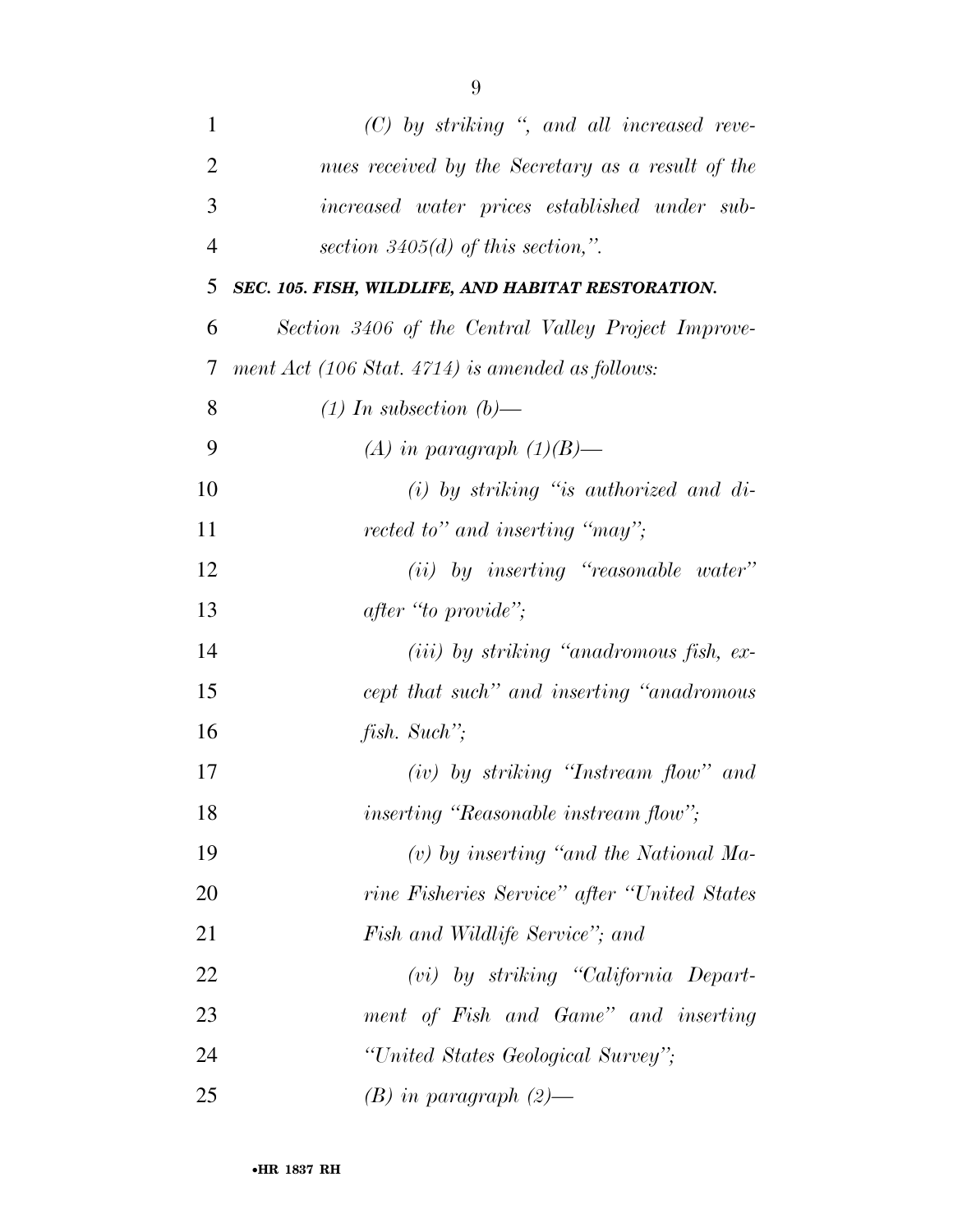*(C) by striking ", and all increased revenues received by the Secretary as a result of the increased water prices established under subsection 3405(d) of this section,".*

***SEC. 105. FISH, WILDLIFE, AND HABITAT RESTORATION.***

*Section 3406 of the Central Valley Project Improvement Act (106 Stat. 4714) is amended as follows:*

*(1) In subsection (b)—*

*(A) in paragraph (1)(B)—*

*(i) by striking "is authorized and directed to" and inserting "may";*

*(ii) by inserting "reasonable water" after "to provide";*

*(iii) by striking "anadromous fish, except that such" and inserting "anadromous fish. Such";*

*(iv) by striking "Instream flow" and inserting "Reasonable instream flow";*

*(v) by inserting "and the National Marine Fisheries Service" after "United States Fish and Wildlife Service"; and*

*(vi) by striking "California Department of Fish and Game" and inserting "United States Geological Survey";*

*(B) in paragraph (2)—*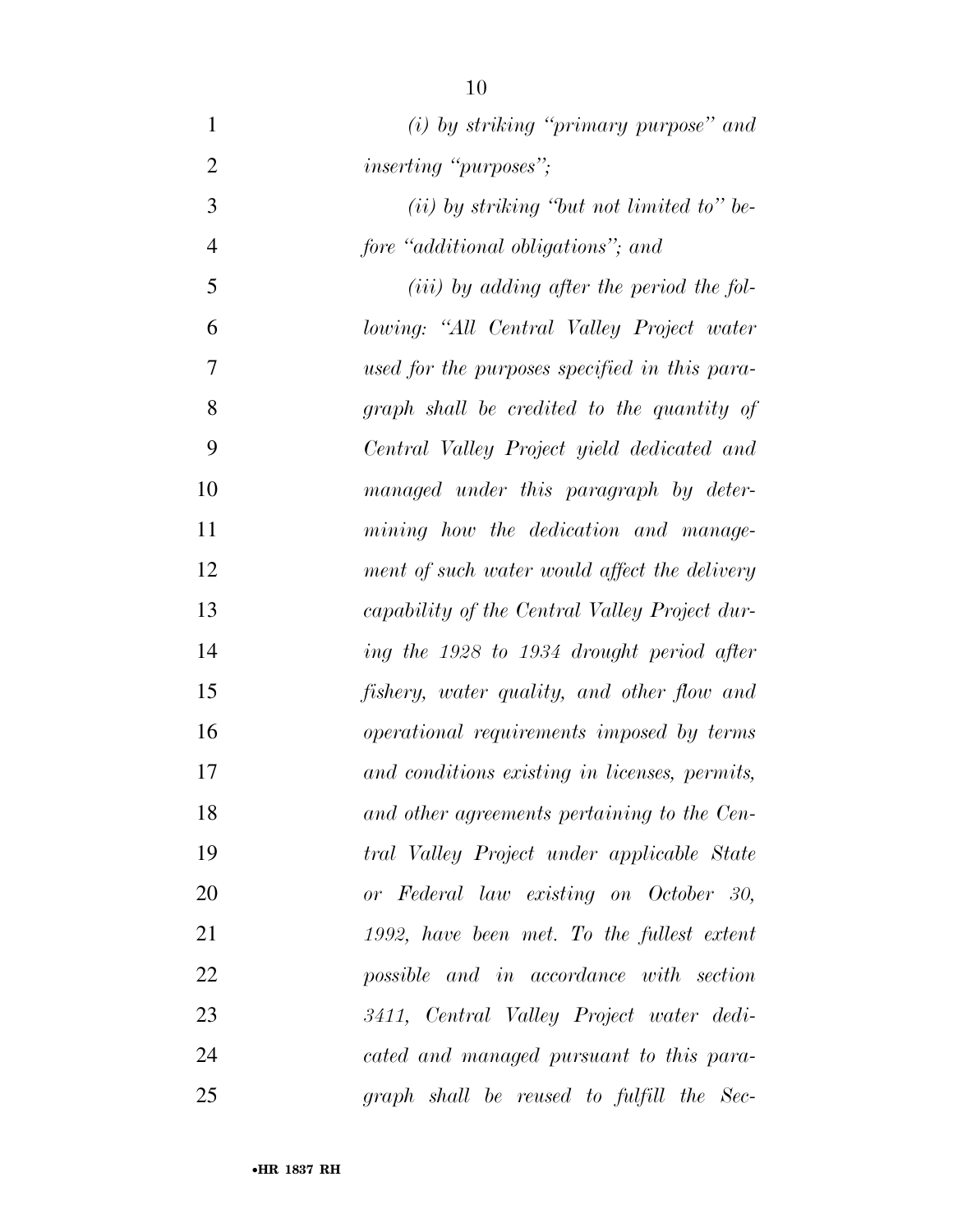*(i) by striking "primary purpose" and inserting "purposes";*

*(ii) by striking "but not limited to" before "additional obligations"; and*

*(iii) by adding after the period the following: "All Central Valley Project water used for the purposes specified in this paragraph shall be credited to the quantity of Central Valley Project yield dedicated and managed under this paragraph by determining how the dedication and management of such water would affect the delivery capability of the Central Valley Project during the 1928 to 1934 drought period after fishery, water quality, and other flow and operational requirements imposed by terms and conditions existing in licenses, permits, and other agreements pertaining to the Central Valley Project under applicable State or Federal law existing on October 30, 1992, have been met. To the fullest extent possible and in accordance with section 3411, Central Valley Project water dedicated and managed pursuant to this paragraph shall be reused to fulfill the Sec-*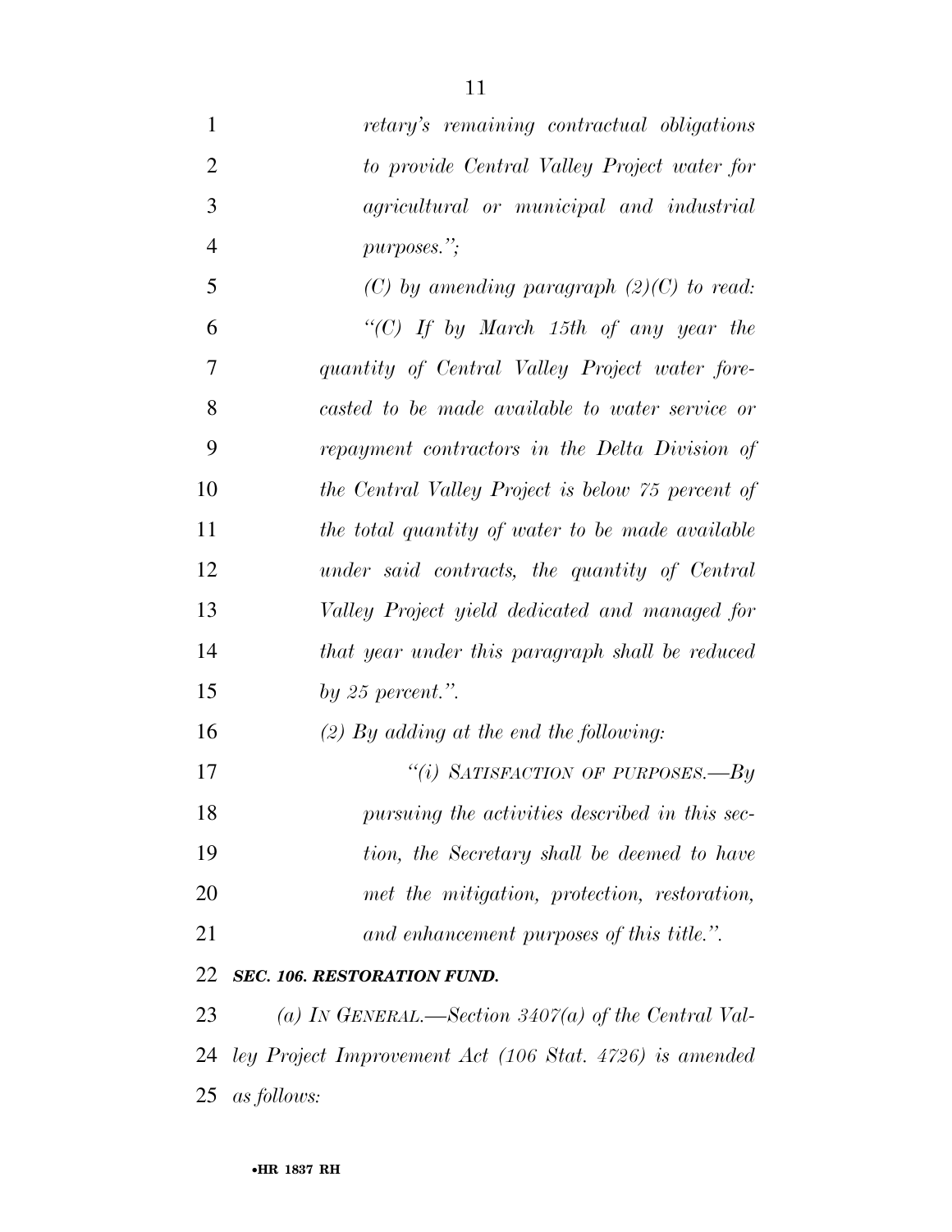*retary's remaining contractual obligations to provide Central Valley Project water for agricultural or municipal and industrial purposes.";*

*(C) by amending paragraph (2)(C) to read:*

*"(C) If by March 15th of any year the quantity of Central Valley Project water forecasted to be made available to water service or repayment contractors in the Delta Division of the Central Valley Project is below 75 percent of the total quantity of water to be made available under said contracts, the quantity of Central Valley Project yield dedicated and managed for that year under this paragraph shall be reduced by 25 percent.".*

*(2) By adding at the end the following:*

*"(i) SATISFACTION OF PURPOSES.—By pursuing the activities described in this section, the Secretary shall be deemed to have met the mitigation, protection, restoration, and enhancement purposes of this title.".*

***SEC. 106. RESTORATION FUND.***

*(a) IN GENERAL.—Section 3407(a) of the Central Valley Project Improvement Act (106 Stat. 4726) is amended as follows:*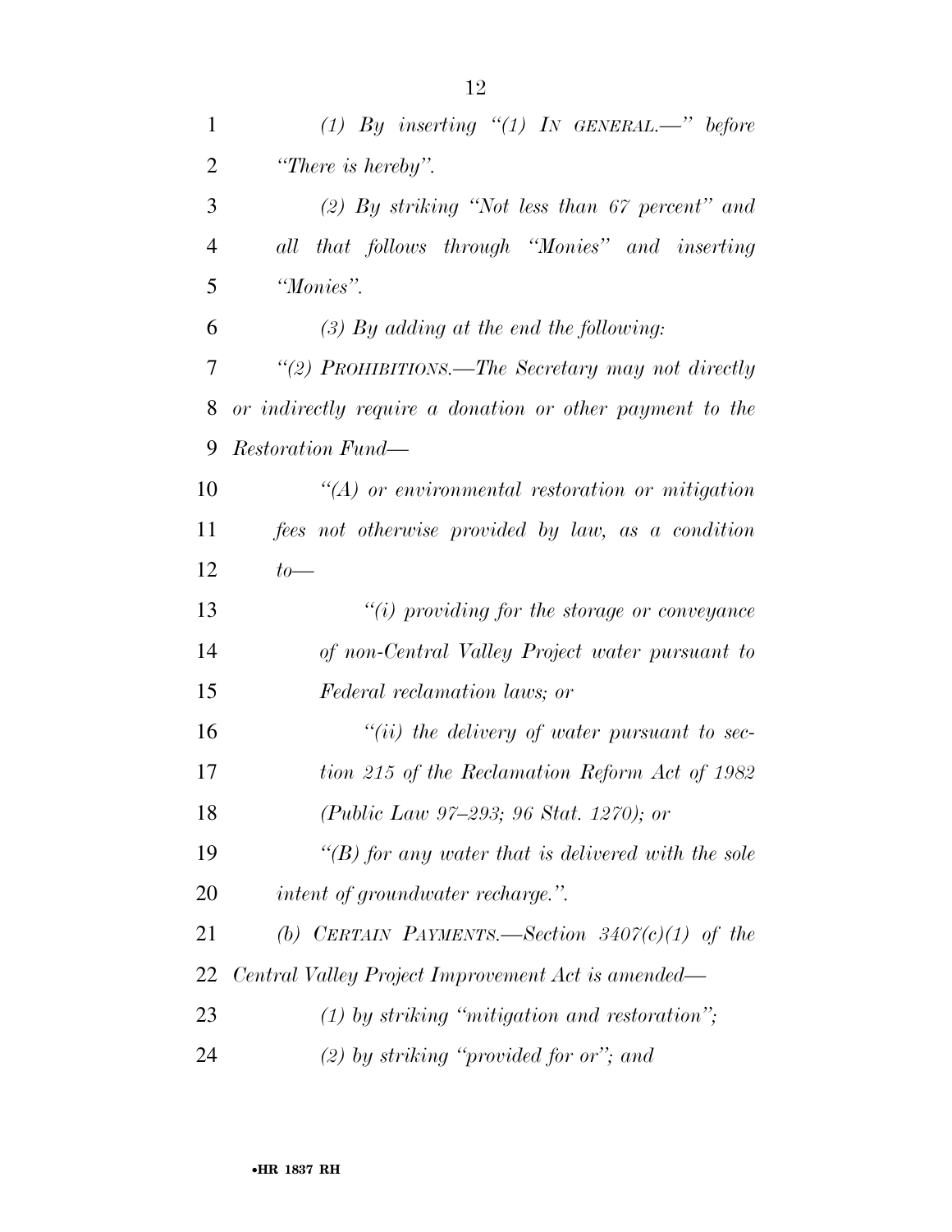*(1) By inserting "(1) IN GENERAL.—" before "There is hereby".*

*(2) By striking "Not less than 67 percent" and all that follows through "Monies" and inserting "Monies".*

*(3) By adding at the end the following:*

*"(2) PROHIBITIONS.—The Secretary may not directly or indirectly require a donation or other payment to the Restoration Fund—*

*"(A) or environmental restoration or mitigation fees not otherwise provided by law, as a condition to—*

*"(i) providing for the storage or conveyance of non-Central Valley Project water pursuant to Federal reclamation laws; or*

*"(ii) the delivery of water pursuant to section 215 of the Reclamation Reform Act of 1982 (Public Law 97–293; 96 Stat. 1270); or*

*"(B) for any water that is delivered with the sole intent of groundwater recharge.".*

*(b) CERTAIN PAYMENTS.—Section 3407(c)(1) of the Central Valley Project Improvement Act is amended—*

*(1) by striking "mitigation and restoration";*

*(2) by striking "provided for or"; and*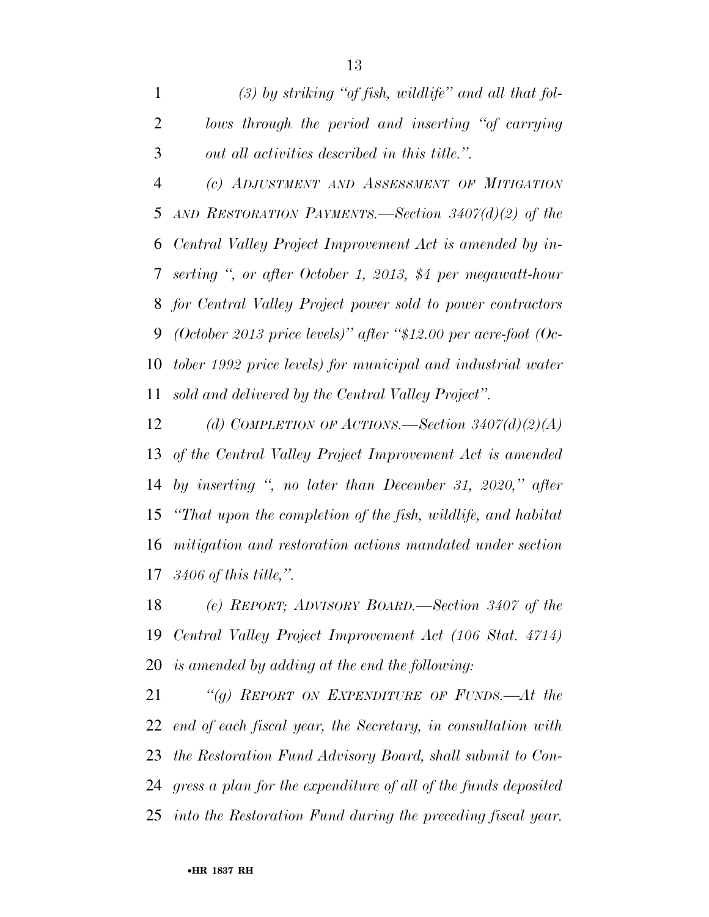*(3) by striking "of fish, wildlife" and all that follows through the period and inserting "of carrying out all activities described in this title.".*

*(c) ADJUSTMENT AND ASSESSMENT OF MITIGATION AND RESTORATION PAYMENTS.—Section 3407(d)(2) of the Central Valley Project Improvement Act is amended by inserting ", or after October 1, 2013, $4 per megawatt-hour for Central Valley Project power sold to power contractors (October 2013 price levels)" after "$12.00 per acre-foot (October 1992 price levels) for municipal and industrial water sold and delivered by the Central Valley Project".*

*(d) COMPLETION OF ACTIONS.—Section 3407(d)(2)(A) of the Central Valley Project Improvement Act is amended by inserting ", no later than December 31, 2020," after "That upon the completion of the fish, wildlife, and habitat mitigation and restoration actions mandated under section 3406 of this title,".*

*(e) REPORT; ADVISORY BOARD.—Section 3407 of the Central Valley Project Improvement Act (106 Stat. 4714) is amended by adding at the end the following:*

*"(g) REPORT ON EXPENDITURE OF FUNDS.—At the end of each fiscal year, the Secretary, in consultation with the Restoration Fund Advisory Board, shall submit to Congress a plan for the expenditure of all of the funds deposited into the Restoration Fund during the preceding fiscal year.*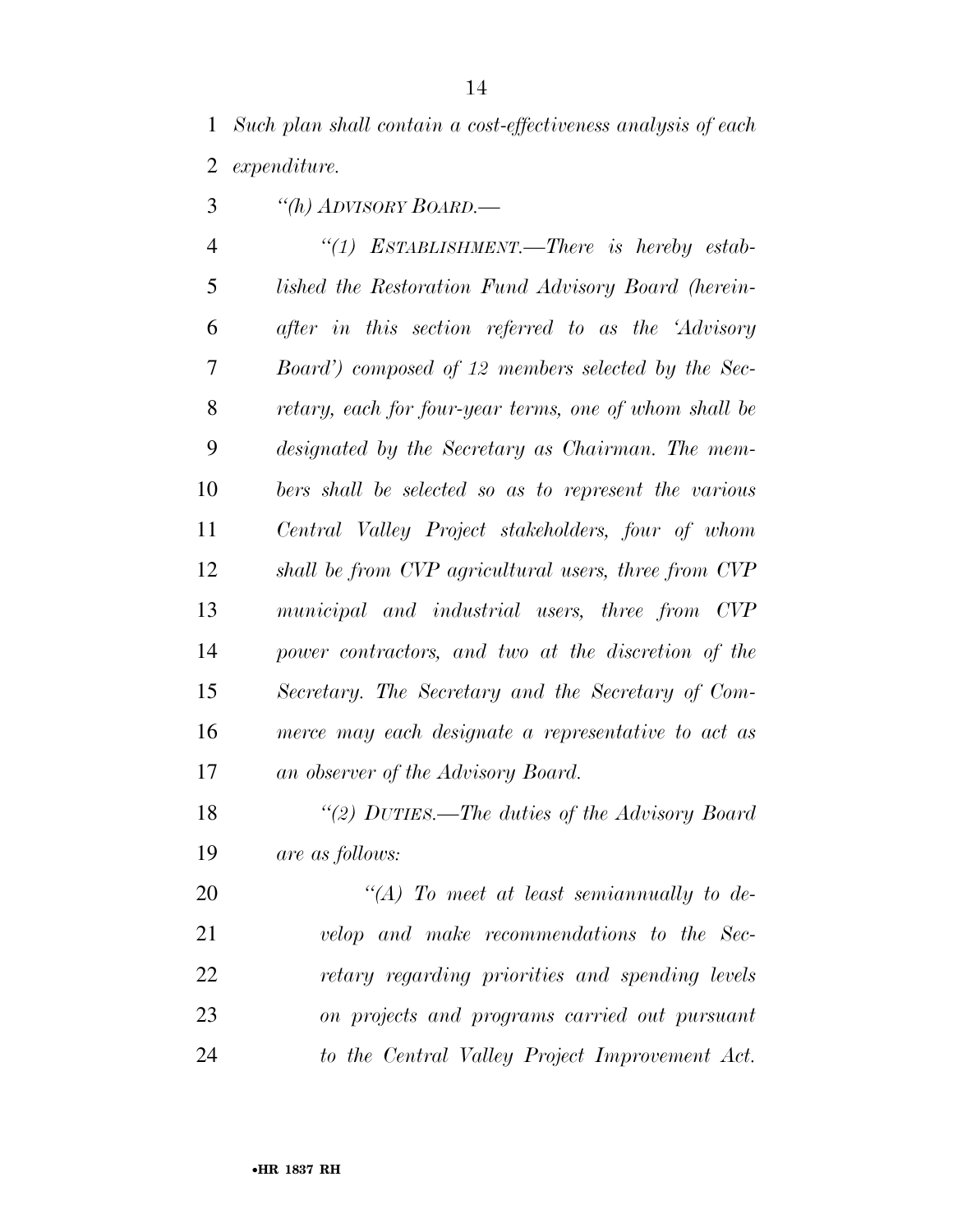*Such plan shall contain a cost-effectiveness analysis of each expenditure.*

*"(h) ADVISORY BOARD.—*

*"(1) ESTABLISHMENT.—There is hereby established the Restoration Fund Advisory Board (hereinafter in this section referred to as the 'Advisory Board') composed of 12 members selected by the Secretary, each for four-year terms, one of whom shall be designated by the Secretary as Chairman. The members shall be selected so as to represent the various Central Valley Project stakeholders, four of whom shall be from CVP agricultural users, three from CVP municipal and industrial users, three from CVP power contractors, and two at the discretion of the Secretary. The Secretary and the Secretary of Commerce may each designate a representative to act as an observer of the Advisory Board.*

*"(2) DUTIES.—The duties of the Advisory Board are as follows:*

*"(A) To meet at least semiannually to develop and make recommendations to the Secretary regarding priorities and spending levels on projects and programs carried out pursuant to the Central Valley Project Improvement Act.*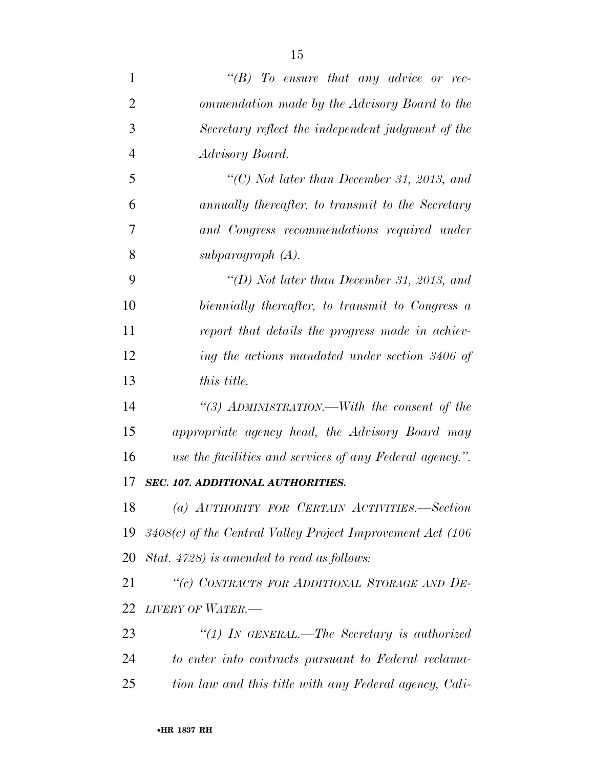*"(B) To ensure that any advice or recommendation made by the Advisory Board to the Secretary reflect the independent judgment of the Advisory Board.*

*"(C) Not later than December 31, 2013, and annually thereafter, to transmit to the Secretary and Congress recommendations required under subparagraph (A).*

*"(D) Not later than December 31, 2013, and biennially thereafter, to transmit to Congress a report that details the progress made in achieving the actions mandated under section 3406 of this title.*

*"(3) ADMINISTRATION.—With the consent of the appropriate agency head, the Advisory Board may use the facilities and services of any Federal agency.".*

***SEC. 107. ADDITIONAL AUTHORITIES.***

*(a) AUTHORITY FOR CERTAIN ACTIVITIES.—Section 3408(c) of the Central Valley Project Improvement Act (106 Stat. 4728) is amended to read as follows:*

*"(c) CONTRACTS FOR ADDITIONAL STORAGE AND DELIVERY OF WATER.—*

*"(1) IN GENERAL.—The Secretary is authorized to enter into contracts pursuant to Federal reclamation law and this title with any Federal agency, Cali-*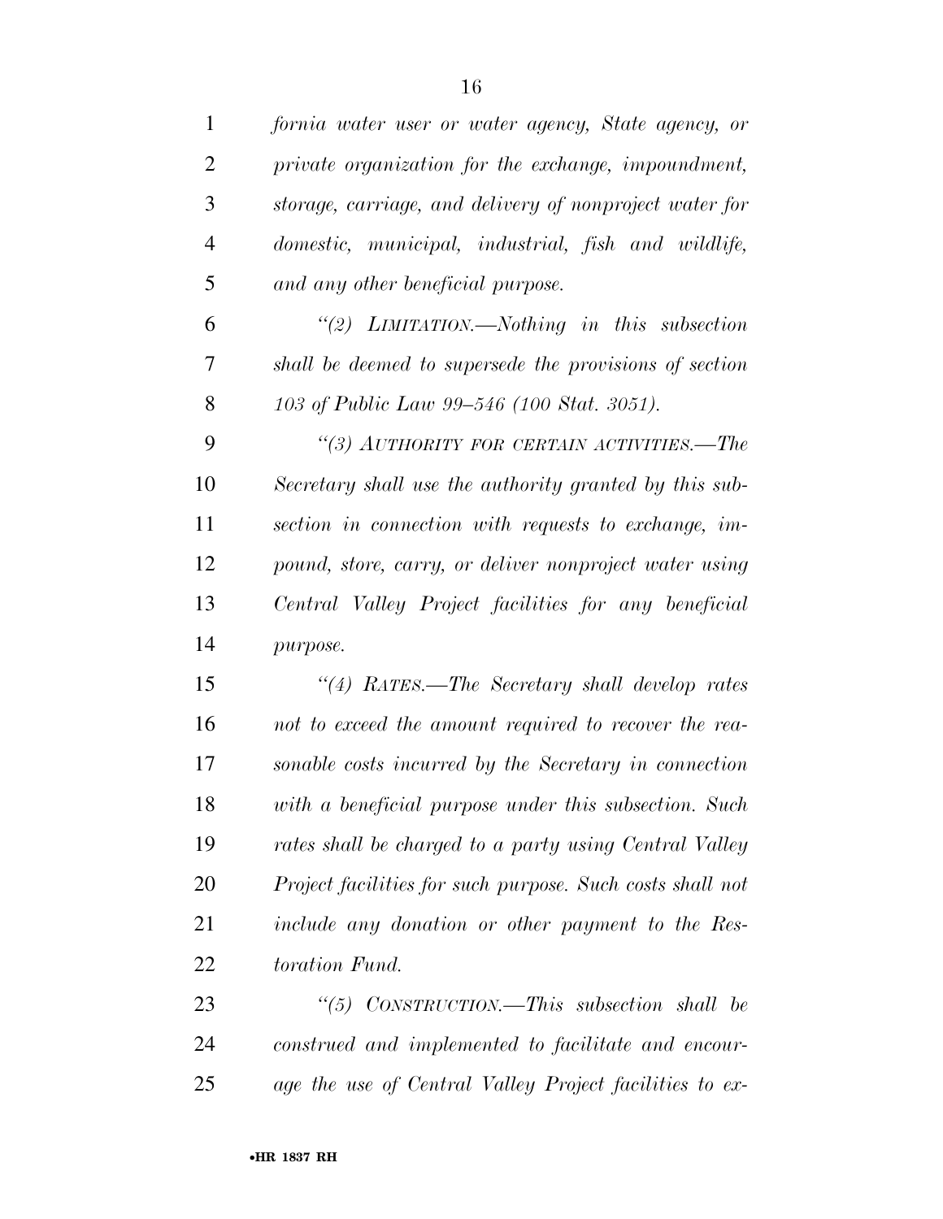*fornia water user or water agency, State agency, or private organization for the exchange, impoundment, storage, carriage, and delivery of nonproject water for domestic, municipal, industrial, fish and wildlife, and any other beneficial purpose.*

*"(2) LIMITATION.—Nothing in this subsection shall be deemed to supersede the provisions of section 103 of Public Law 99–546 (100 Stat. 3051).*

*"(3) AUTHORITY FOR CERTAIN ACTIVITIES.—The Secretary shall use the authority granted by this subsection in connection with requests to exchange, impound, store, carry, or deliver nonproject water using Central Valley Project facilities for any beneficial purpose.*

*"(4) RATES.—The Secretary shall develop rates not to exceed the amount required to recover the reasonable costs incurred by the Secretary in connection with a beneficial purpose under this subsection. Such rates shall be charged to a party using Central Valley Project facilities for such purpose. Such costs shall not include any donation or other payment to the Restoration Fund.*

*"(5) CONSTRUCTION.—This subsection shall be construed and implemented to facilitate and encourage the use of Central Valley Project facilities to ex-*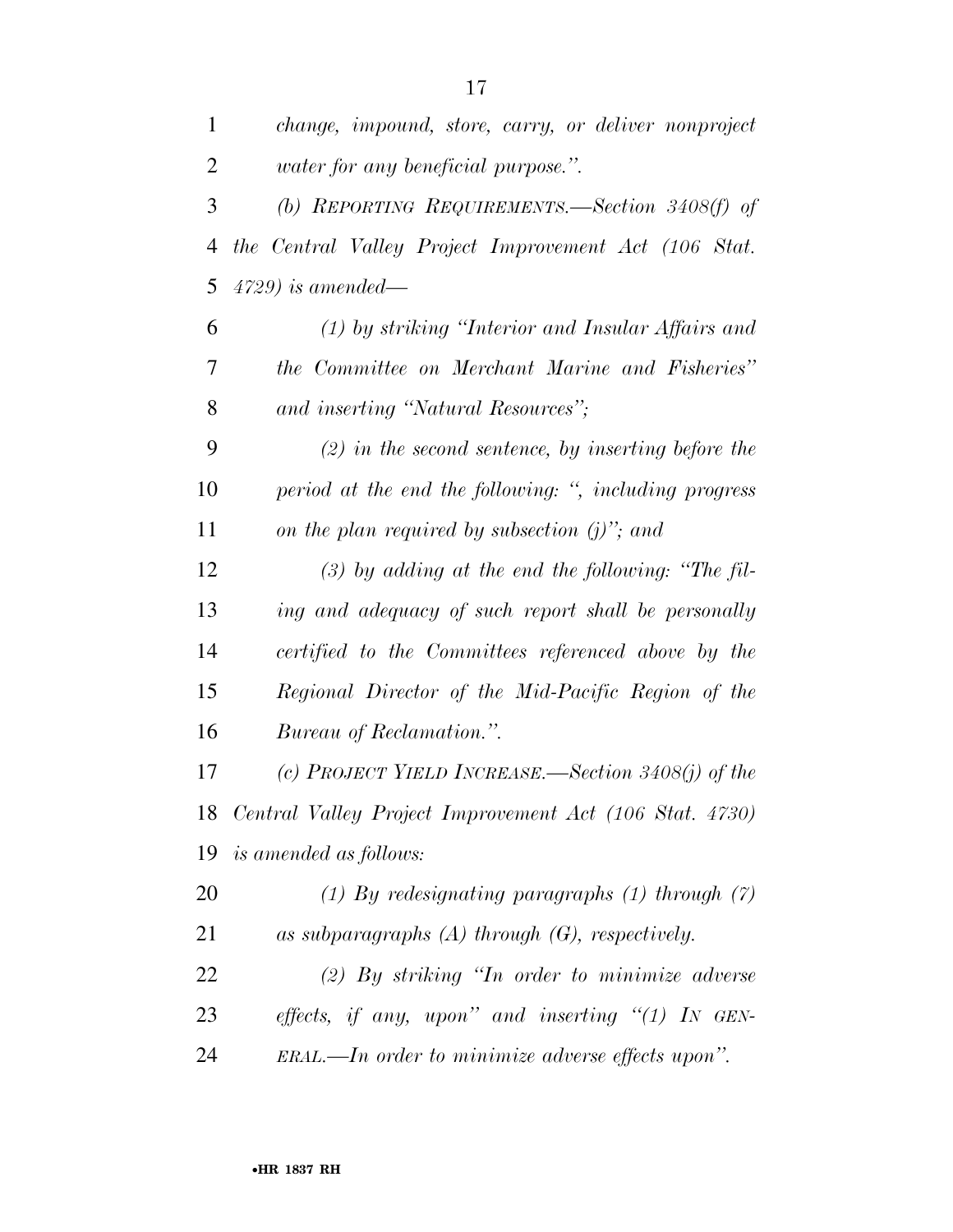*change, impound, store, carry, or deliver nonproject water for any beneficial purpose.''.*

*(b) REPORTING REQUIREMENTS.—Section 3408(f) of the Central Valley Project Improvement Act (106 Stat. 4729) is amended—*

*(1) by striking ''Interior and Insular Affairs and the Committee on Merchant Marine and Fisheries'' and inserting ''Natural Resources'';*

*(2) in the second sentence, by inserting before the period at the end the following: '', including progress on the plan required by subsection (j)''; and*

*(3) by adding at the end the following: ''The filing and adequacy of such report shall be personally certified to the Committees referenced above by the Regional Director of the Mid-Pacific Region of the Bureau of Reclamation.''.*

*(c) PROJECT YIELD INCREASE.—Section 3408(j) of the Central Valley Project Improvement Act (106 Stat. 4730) is amended as follows:*

*(1) By redesignating paragraphs (1) through (7) as subparagraphs (A) through (G), respectively.*

*(2) By striking ''In order to minimize adverse effects, if any, upon'' and inserting ''(1) IN GENERAL.—In order to minimize adverse effects upon''.*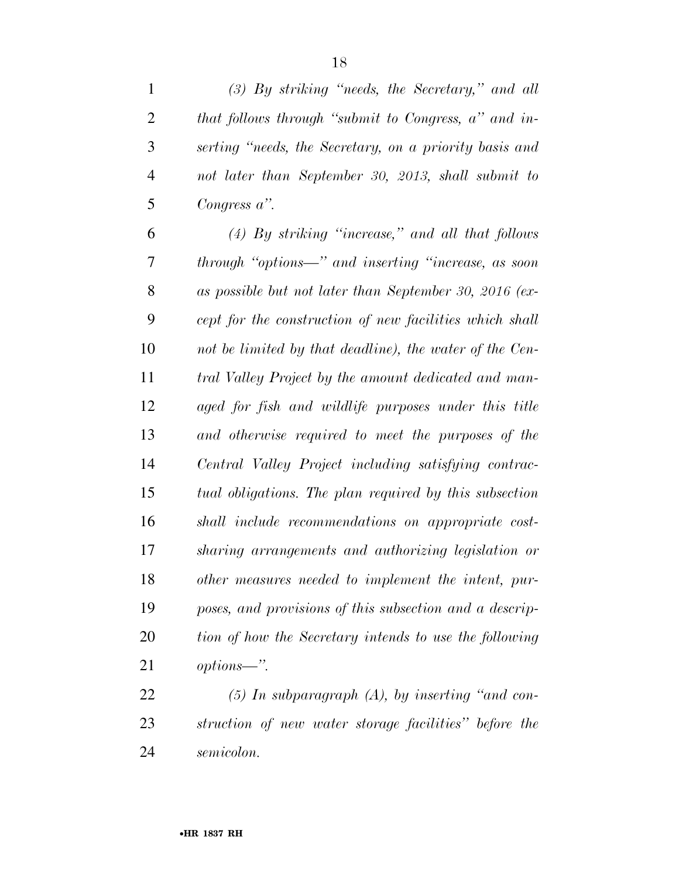*(3) By striking "needs, the Secretary," and all that follows through "submit to Congress, a" and inserting "needs, the Secretary, on a priority basis and not later than September 30, 2013, shall submit to Congress a".*

*(4) By striking "increase," and all that follows through "options—" and inserting "increase, as soon as possible but not later than September 30, 2016 (except for the construction of new facilities which shall not be limited by that deadline), the water of the Central Valley Project by the amount dedicated and managed for fish and wildlife purposes under this title and otherwise required to meet the purposes of the Central Valley Project including satisfying contractual obligations. The plan required by this subsection shall include recommendations on appropriate cost-sharing arrangements and authorizing legislation or other measures needed to implement the intent, purposes, and provisions of this subsection and a description of how the Secretary intends to use the following options—".*

*(5) In subparagraph (A), by inserting "and construction of new water storage facilities" before the semicolon.*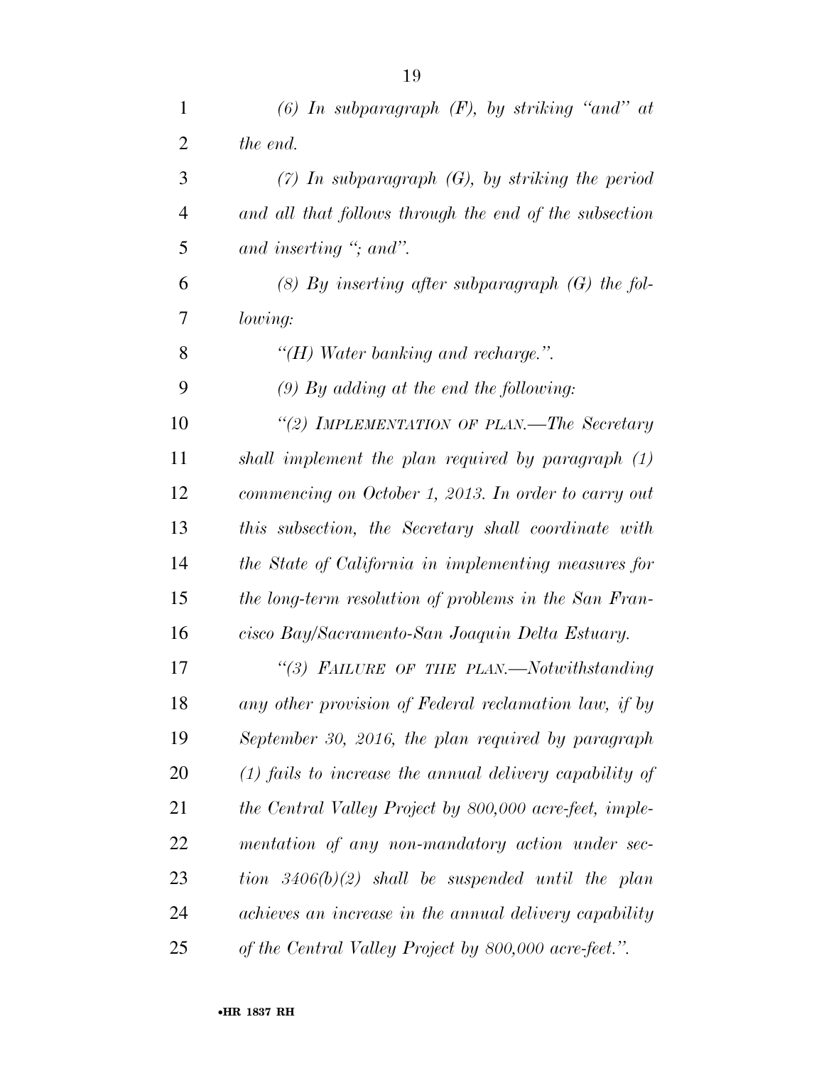*(6) In subparagraph (F), by striking "and" at the end.*

*(7) In subparagraph (G), by striking the period and all that follows through the end of the subsection and inserting "; and".*

*(8) By inserting after subparagraph (G) the following:*

*"(H) Water banking and recharge.".*

*(9) By adding at the end the following:*

*"(2) IMPLEMENTATION OF PLAN.—The Secretary shall implement the plan required by paragraph (1) commencing on October 1, 2013. In order to carry out this subsection, the Secretary shall coordinate with the State of California in implementing measures for the long-term resolution of problems in the San Francisco Bay/Sacramento-San Joaquin Delta Estuary.*

*"(3) FAILURE OF THE PLAN.—Notwithstanding any other provision of Federal reclamation law, if by September 30, 2016, the plan required by paragraph (1) fails to increase the annual delivery capability of the Central Valley Project by 800,000 acre-feet, implementation of any non-mandatory action under section 3406(b)(2) shall be suspended until the plan achieves an increase in the annual delivery capability of the Central Valley Project by 800,000 acre-feet.".*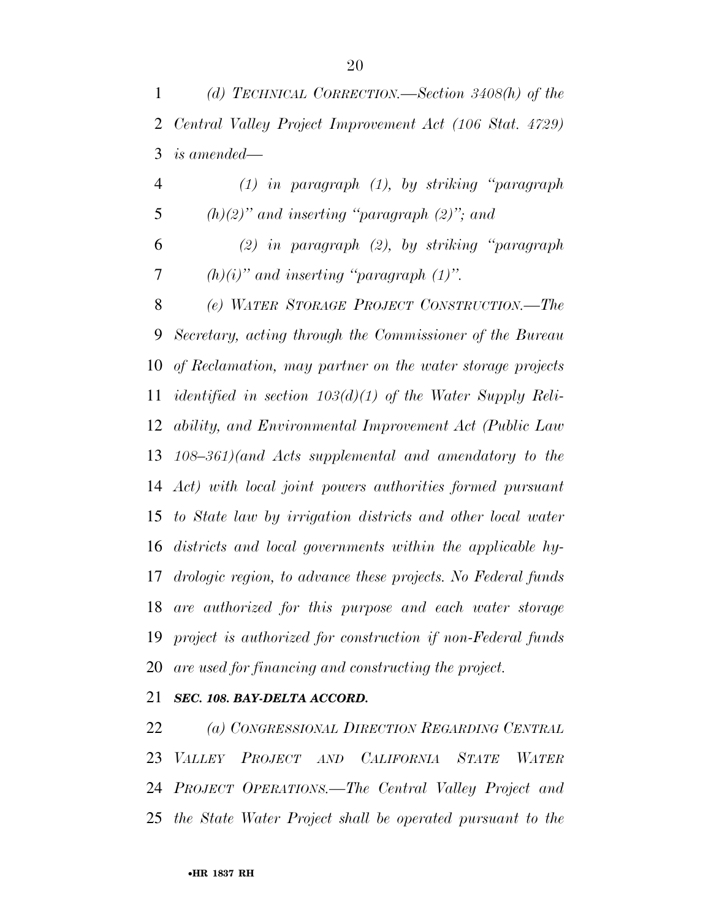*(d) TECHNICAL CORRECTION.—Section 3408(h) of the Central Valley Project Improvement Act (106 Stat. 4729) is amended—*

*(1) in paragraph (1), by striking "paragraph (h)(2)" and inserting "paragraph (2)"; and*

*(2) in paragraph (2), by striking "paragraph (h)(i)" and inserting "paragraph (1)".*

*(e) WATER STORAGE PROJECT CONSTRUCTION.—The Secretary, acting through the Commissioner of the Bureau of Reclamation, may partner on the water storage projects identified in section 103(d)(1) of the Water Supply Reliability, and Environmental Improvement Act (Public Law 108–361)(and Acts supplemental and amendatory to the Act) with local joint powers authorities formed pursuant to State law by irrigation districts and other local water districts and local governments within the applicable hydrologic region, to advance these projects. No Federal funds are authorized for this purpose and each water storage project is authorized for construction if non-Federal funds are used for financing and constructing the project.*

***SEC. 108. BAY-DELTA ACCORD.***

*(a) CONGRESSIONAL DIRECTION REGARDING CENTRAL VALLEY PROJECT AND CALIFORNIA STATE WATER PROJECT OPERATIONS.—The Central Valley Project and the State Water Project shall be operated pursuant to the*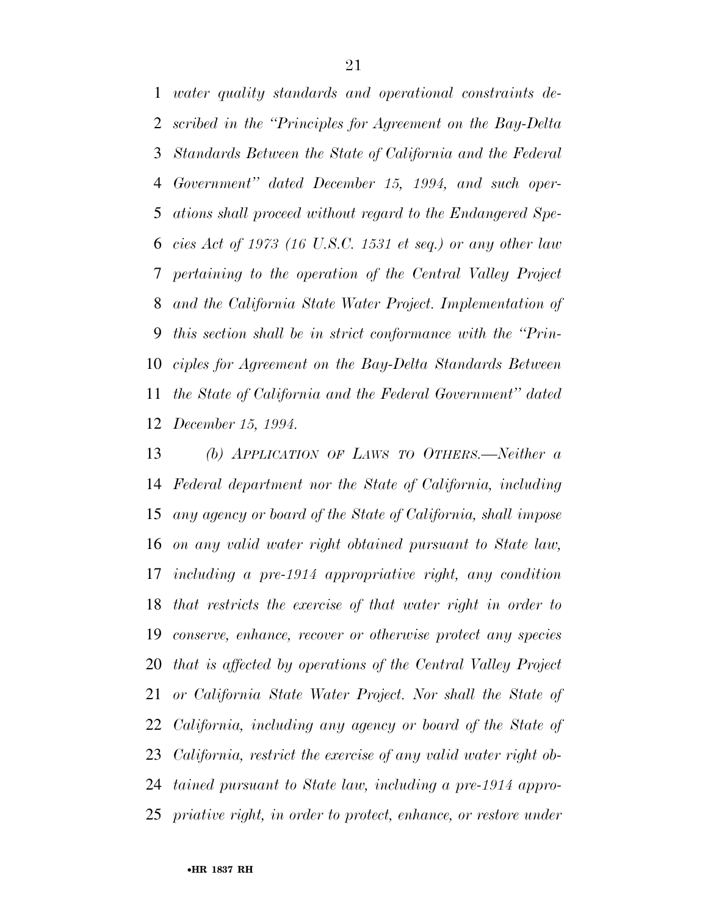*water quality standards and operational constraints described in the "Principles for Agreement on the Bay-Delta Standards Between the State of California and the Federal Government" dated December 15, 1994, and such operations shall proceed without regard to the Endangered Species Act of 1973 (16 U.S.C. 1531 et seq.) or any other law pertaining to the operation of the Central Valley Project and the California State Water Project. Implementation of this section shall be in strict conformance with the "Principles for Agreement on the Bay-Delta Standards Between the State of California and the Federal Government" dated December 15, 1994.*

*(b) APPLICATION OF LAWS TO OTHERS.—Neither a Federal department nor the State of California, including any agency or board of the State of California, shall impose on any valid water right obtained pursuant to State law, including a pre-1914 appropriative right, any condition that restricts the exercise of that water right in order to conserve, enhance, recover or otherwise protect any species that is affected by operations of the Central Valley Project or California State Water Project. Nor shall the State of California, including any agency or board of the State of California, restrict the exercise of any valid water right obtained pursuant to State law, including a pre-1914 appropriative right, in order to protect, enhance, or restore under*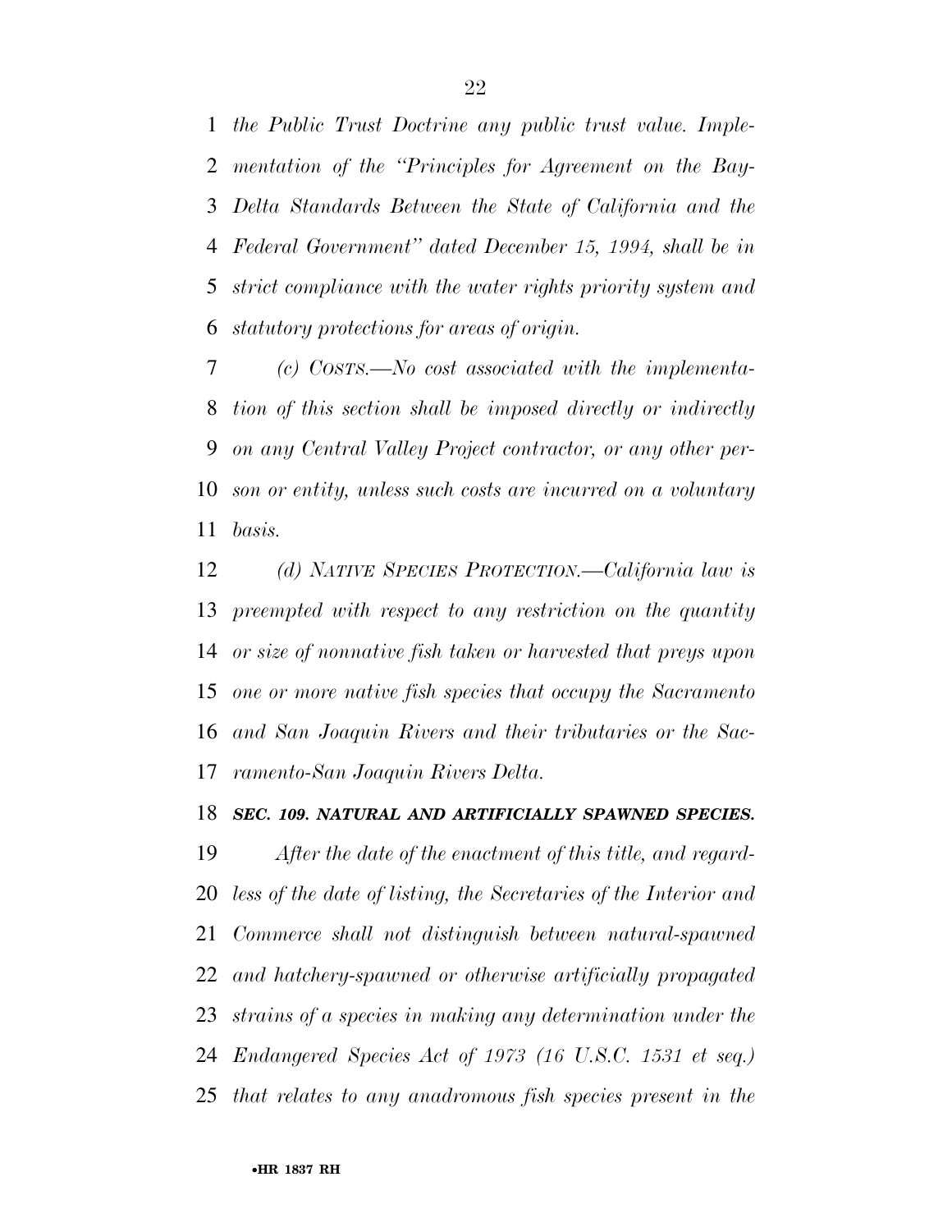*the Public Trust Doctrine any public trust value. Implementation of the ''Principles for Agreement on the Bay-Delta Standards Between the State of California and the Federal Government'' dated December 15, 1994, shall be in strict compliance with the water rights priority system and statutory protections for areas of origin.*

*(c) COSTS.—No cost associated with the implementation of this section shall be imposed directly or indirectly on any Central Valley Project contractor, or any other person or entity, unless such costs are incurred on a voluntary basis.*

*(d) NATIVE SPECIES PROTECTION.—California law is preempted with respect to any restriction on the quantity or size of nonnative fish taken or harvested that preys upon one or more native fish species that occupy the Sacramento and San Joaquin Rivers and their tributaries or the Sacramento-San Joaquin Rivers Delta.*

***SEC. 109. NATURAL AND ARTIFICIALLY SPAWNED SPECIES.***

*After the date of the enactment of this title, and regardless of the date of listing, the Secretaries of the Interior and Commerce shall not distinguish between natural-spawned and hatchery-spawned or otherwise artificially propagated strains of a species in making any determination under the Endangered Species Act of 1973 (16 U.S.C. 1531 et seq.) that relates to any anadromous fish species present in the*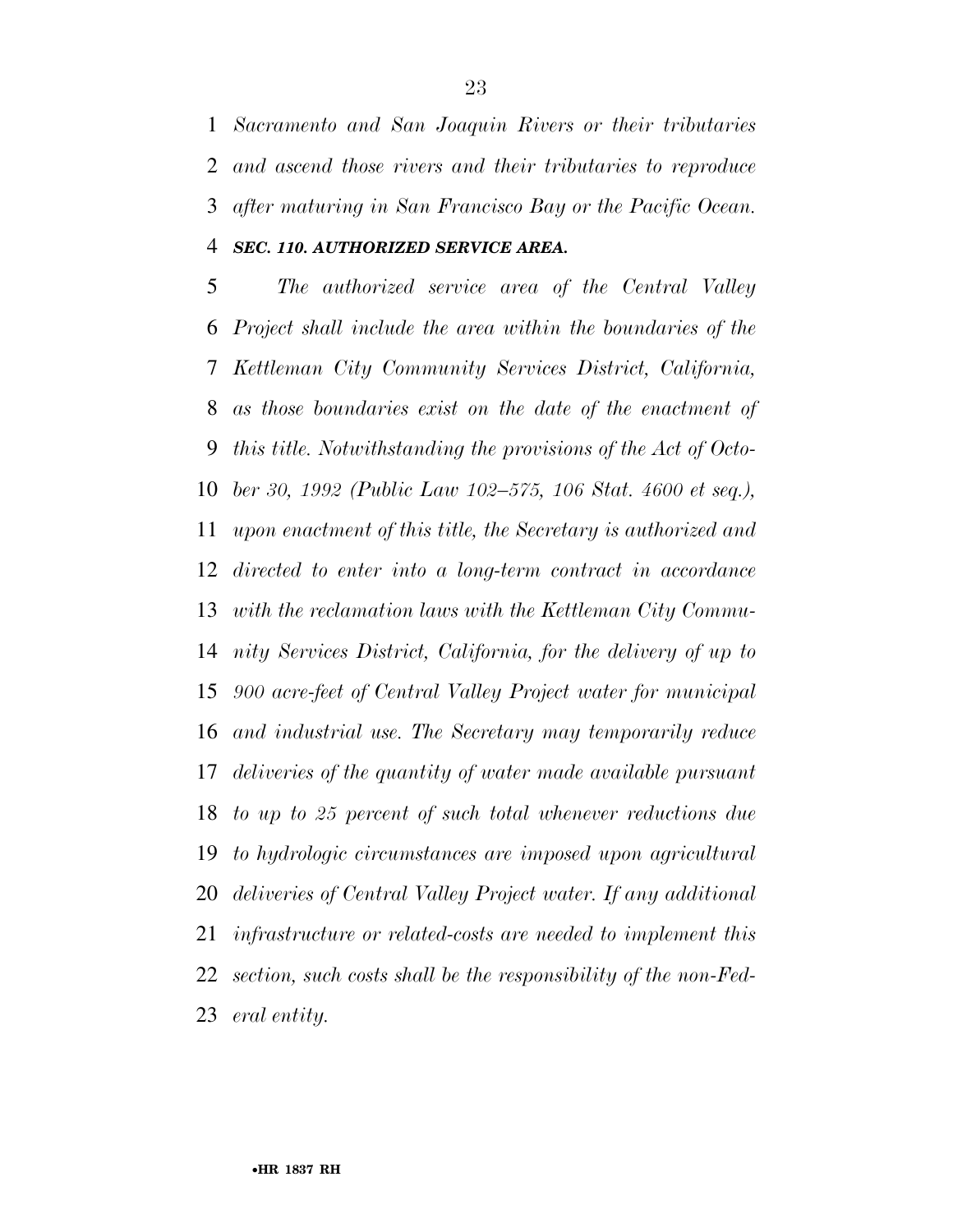*Sacramento and San Joaquin Rivers or their tributaries and ascend those rivers and their tributaries to reproduce after maturing in San Francisco Bay or the Pacific Ocean.*

***SEC. 110. AUTHORIZED SERVICE AREA.***

*The authorized service area of the Central Valley Project shall include the area within the boundaries of the Kettleman City Community Services District, California, as those boundaries exist on the date of the enactment of this title. Notwithstanding the provisions of the Act of October 30, 1992 (Public Law 102–575, 106 Stat. 4600 et seq.), upon enactment of this title, the Secretary is authorized and directed to enter into a long-term contract in accordance with the reclamation laws with the Kettleman City Community Services District, California, for the delivery of up to 900 acre-feet of Central Valley Project water for municipal and industrial use. The Secretary may temporarily reduce deliveries of the quantity of water made available pursuant to up to 25 percent of such total whenever reductions due to hydrologic circumstances are imposed upon agricultural deliveries of Central Valley Project water. If any additional infrastructure or related-costs are needed to implement this section, such costs shall be the responsibility of the non-Federal entity.*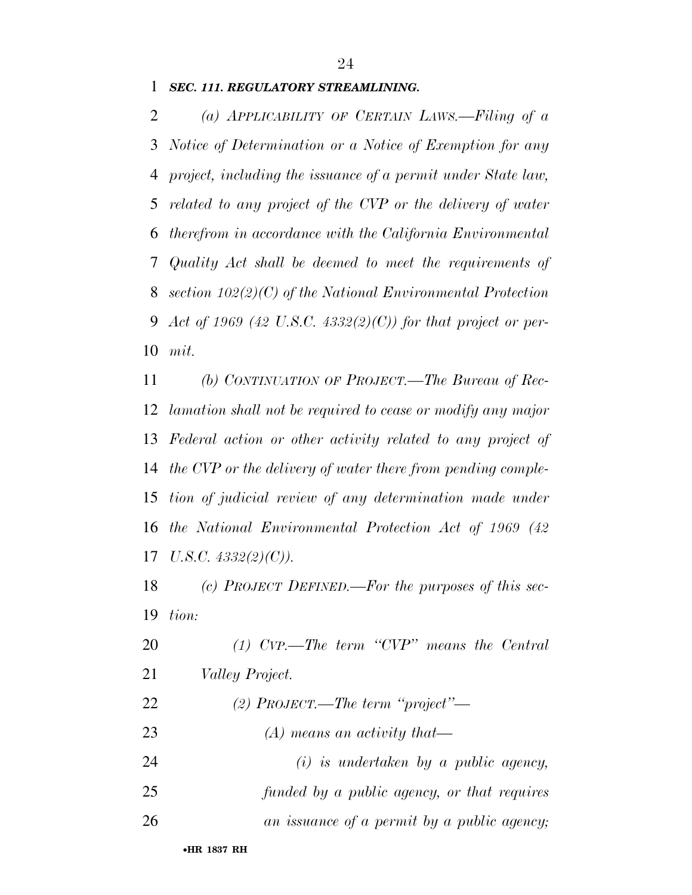***SEC. 111. REGULATORY STREAMLINING.***

*(a) APPLICABILITY OF CERTAIN LAWS.—Filing of a Notice of Determination or a Notice of Exemption for any project, including the issuance of a permit under State law, related to any project of the CVP or the delivery of water therefrom in accordance with the California Environmental Quality Act shall be deemed to meet the requirements of section 102(2)(C) of the National Environmental Protection Act of 1969 (42 U.S.C. 4332(2)(C)) for that project or permit.*

*(b) CONTINUATION OF PROJECT.—The Bureau of Reclamation shall not be required to cease or modify any major Federal action or other activity related to any project of the CVP or the delivery of water there from pending completion of judicial review of any determination made under the National Environmental Protection Act of 1969 (42 U.S.C. 4332(2)(C)).*

*(c) PROJECT DEFINED.—For the purposes of this section:*

*(1) CVP.—The term "CVP" means the Central Valley Project.*

*(2) PROJECT.—The term "project"—*

*(A) means an activity that—*

*(i) is undertaken by a public agency, funded by a public agency, or that requires an issuance of a permit by a public agency;*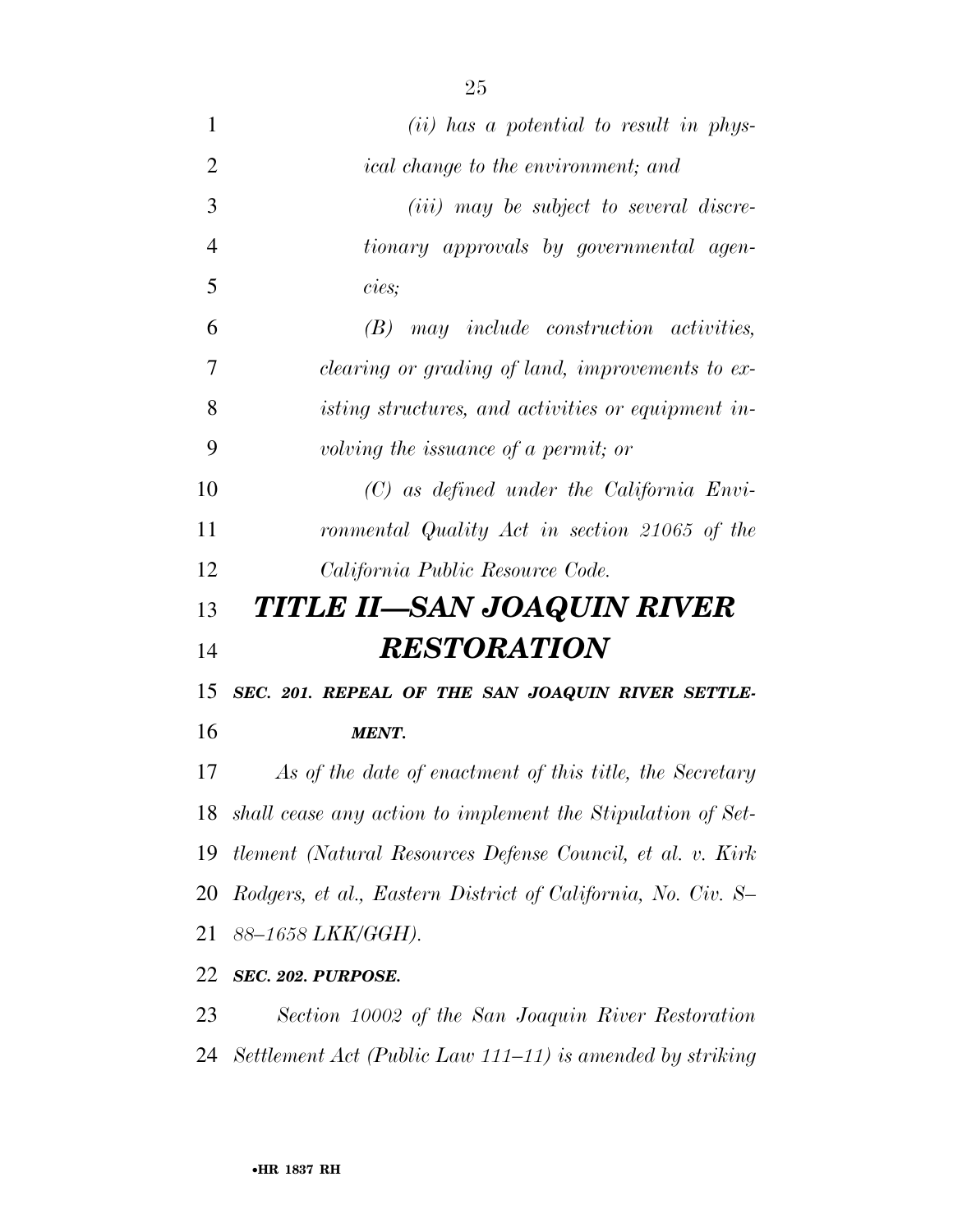*(ii) has a potential to result in physical change to the environment; and*

*(iii) may be subject to several discretionary approvals by governmental agencies;*

*(B) may include construction activities, clearing or grading of land, improvements to existing structures, and activities or equipment involving the issuance of a permit; or*

*(C) as defined under the California Environmental Quality Act in section 21065 of the California Public Resource Code.*

# *TITLE II—SAN JOAQUIN RIVER RESTORATION*

***SEC. 201. REPEAL OF THE SAN JOAQUIN RIVER SETTLEMENT.***

*As of the date of enactment of this title, the Secretary shall cease any action to implement the Stipulation of Settlement (Natural Resources Defense Council, et al. v. Kirk Rodgers, et al., Eastern District of California, No. Civ. S–88–1658 LKK/GGH).*

***SEC. 202. PURPOSE.***

*Section 10002 of the San Joaquin River Restoration Settlement Act (Public Law 111–11) is amended by striking*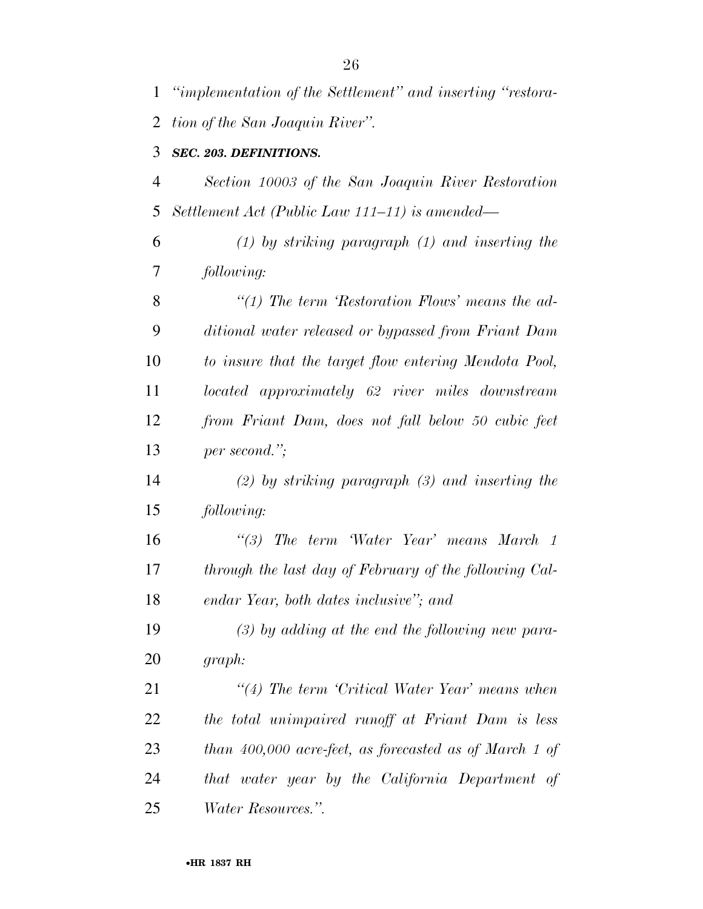*"implementation of the Settlement" and inserting "restoration of the San Joaquin River".*

***SEC. 203. DEFINITIONS.***

*Section 10003 of the San Joaquin River Restoration Settlement Act (Public Law 111–11) is amended—*

*(1) by striking paragraph (1) and inserting the following:*

*"(1) The term 'Restoration Flows' means the additional water released or bypassed from Friant Dam to insure that the target flow entering Mendota Pool, located approximately 62 river miles downstream from Friant Dam, does not fall below 50 cubic feet per second.";*

*(2) by striking paragraph (3) and inserting the following:*

*"(3) The term 'Water Year' means March 1 through the last day of February of the following Calendar Year, both dates inclusive"; and*

*(3) by adding at the end the following new paragraph:*

*"(4) The term 'Critical Water Year' means when the total unimpaired runoff at Friant Dam is less than 400,000 acre-feet, as forecasted as of March 1 of that water year by the California Department of Water Resources.".*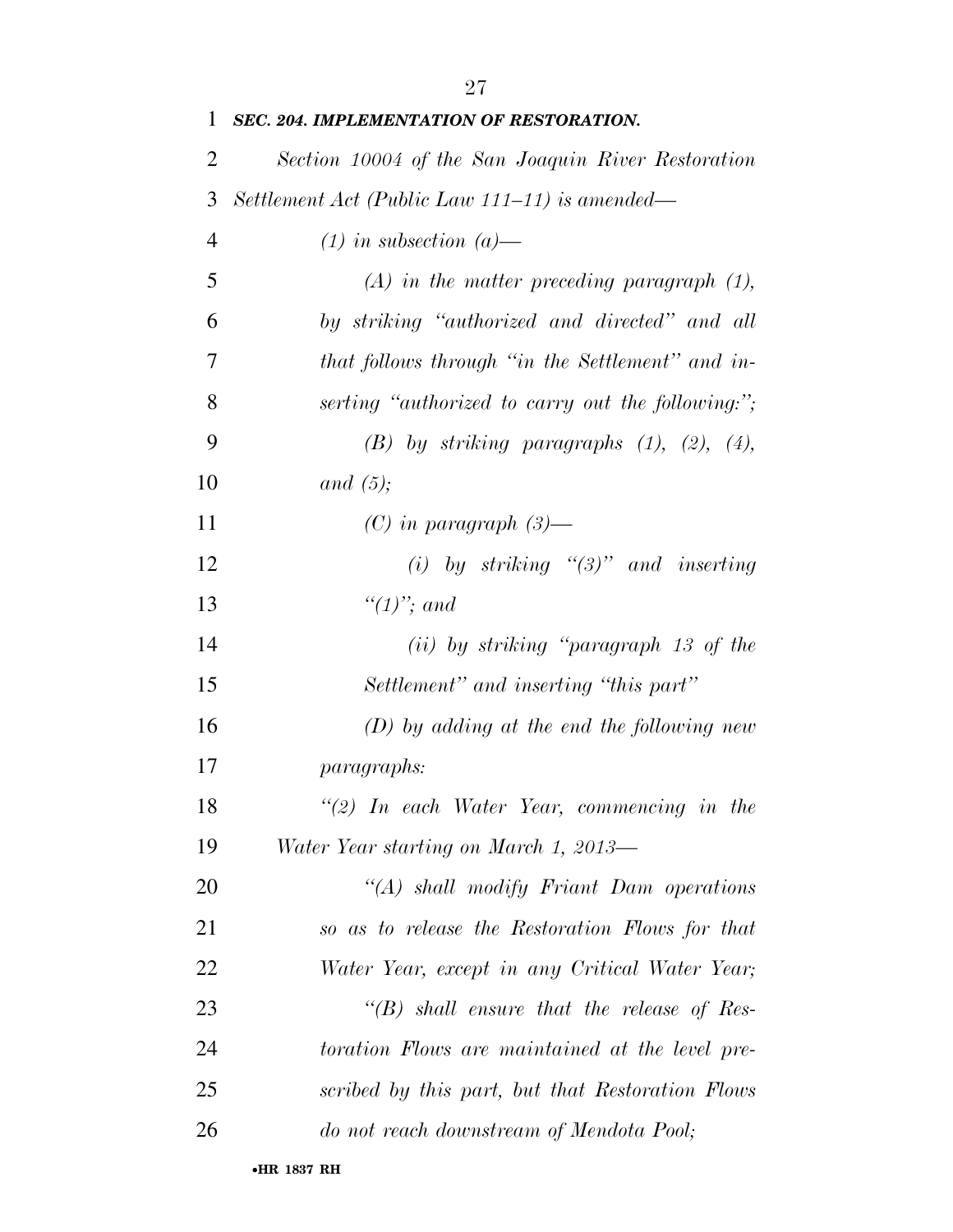***SEC. 204. IMPLEMENTATION OF RESTORATION.***

*Section 10004 of the San Joaquin River Restoration Settlement Act (Public Law 111–11) is amended—*

*(1) in subsection (a)—*

*(A) in the matter preceding paragraph (1), by striking "authorized and directed" and all that follows through "in the Settlement" and inserting "authorized to carry out the following:";*

*(B) by striking paragraphs (1), (2), (4), and (5);*

*(C) in paragraph (3)—*

*(i) by striking "(3)" and inserting "(1)"; and*

*(ii) by striking "paragraph 13 of the Settlement" and inserting "this part"*

*(D) by adding at the end the following new paragraphs:*

*"(2) In each Water Year, commencing in the Water Year starting on March 1, 2013—*

*"(A) shall modify Friant Dam operations so as to release the Restoration Flows for that Water Year, except in any Critical Water Year;*

*"(B) shall ensure that the release of Restoration Flows are maintained at the level prescribed by this part, but that Restoration Flows do not reach downstream of Mendota Pool;*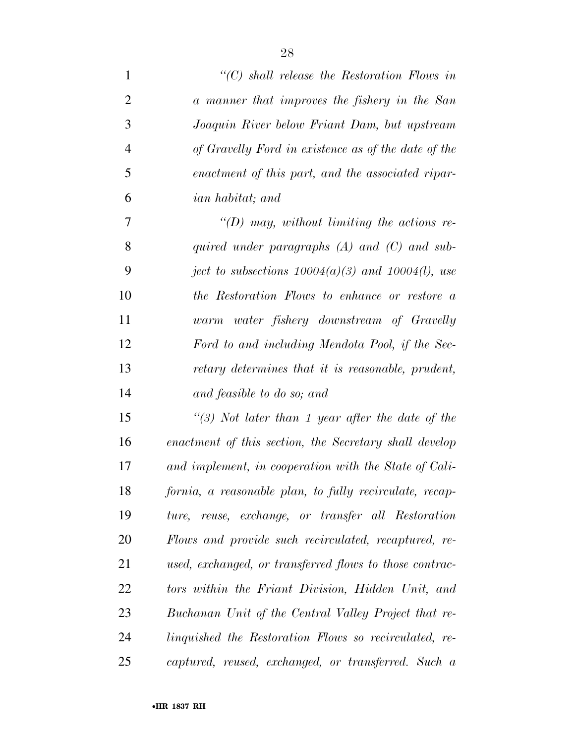*"(C) shall release the Restoration Flows in a manner that improves the fishery in the San Joaquin River below Friant Dam, but upstream of Gravelly Ford in existence as of the date of the enactment of this part, and the associated riparian habitat; and*

*"(D) may, without limiting the actions required under paragraphs (A) and (C) and subject to subsections 10004(a)(3) and 10004(l), use the Restoration Flows to enhance or restore a warm water fishery downstream of Gravelly Ford to and including Mendota Pool, if the Secretary determines that it is reasonable, prudent, and feasible to do so; and*

*"(3) Not later than 1 year after the date of the enactment of this section, the Secretary shall develop and implement, in cooperation with the State of California, a reasonable plan, to fully recirculate, recapture, reuse, exchange, or transfer all Restoration Flows and provide such recirculated, recaptured, reused, exchanged, or transferred flows to those contractors within the Friant Division, Hidden Unit, and Buchanan Unit of the Central Valley Project that relinquished the Restoration Flows so recirculated, recaptured, reused, exchanged, or transferred. Such a*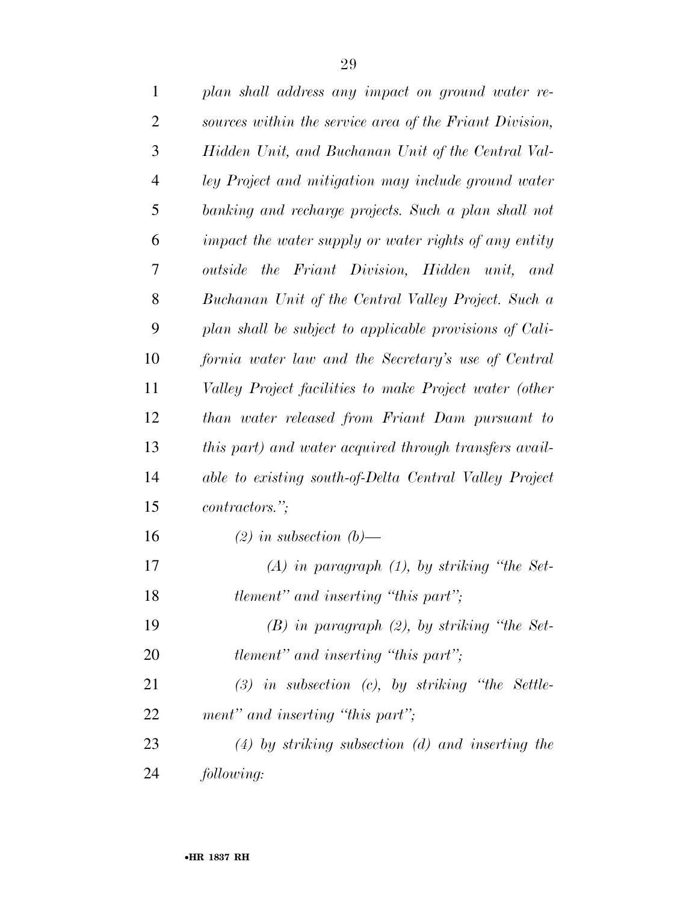*plan shall address any impact on ground water resources within the service area of the Friant Division, Hidden Unit, and Buchanan Unit of the Central Valley Project and mitigation may include ground water banking and recharge projects. Such a plan shall not impact the water supply or water rights of any entity outside the Friant Division, Hidden unit, and Buchanan Unit of the Central Valley Project. Such a plan shall be subject to applicable provisions of California water law and the Secretary's use of Central Valley Project facilities to make Project water (other than water released from Friant Dam pursuant to this part) and water acquired through transfers available to existing south-of-Delta Central Valley Project contractors.";*

*(2) in subsection (b)—*

*(A) in paragraph (1), by striking "the Settlement" and inserting "this part";*

*(B) in paragraph (2), by striking "the Settlement" and inserting "this part";*

*(3) in subsection (c), by striking "the Settlement" and inserting "this part";*

*(4) by striking subsection (d) and inserting the following:*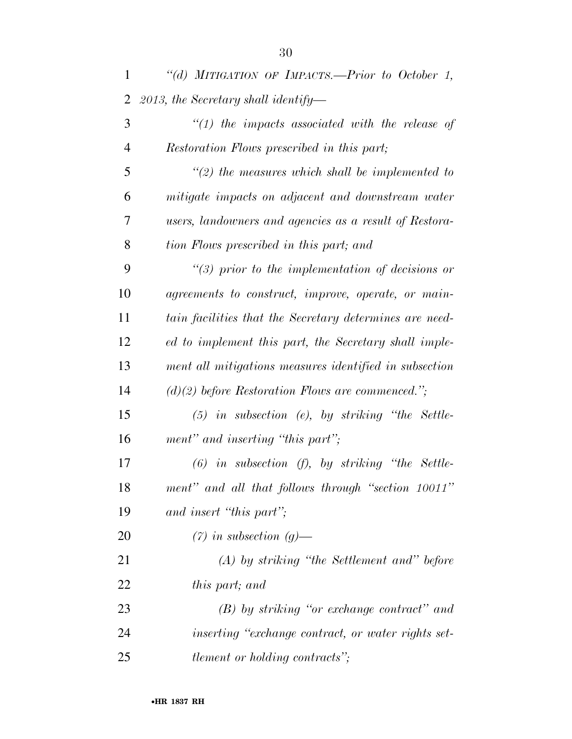*"(d) MITIGATION OF IMPACTS.—Prior to October 1, 2013, the Secretary shall identify—*

*"(1) the impacts associated with the release of Restoration Flows prescribed in this part;*

*"(2) the measures which shall be implemented to mitigate impacts on adjacent and downstream water users, landowners and agencies as a result of Restoration Flows prescribed in this part; and*

*"(3) prior to the implementation of decisions or agreements to construct, improve, operate, or maintain facilities that the Secretary determines are needed to implement this part, the Secretary shall implement all mitigations measures identified in subsection (d)(2) before Restoration Flows are commenced.";*

*(5) in subsection (e), by striking "the Settlement" and inserting "this part";*

*(6) in subsection (f), by striking "the Settlement" and all that follows through "section 10011" and insert "this part";*

*(7) in subsection (g)—*

*(A) by striking "the Settlement and" before this part; and*

*(B) by striking "or exchange contract" and inserting "exchange contract, or water rights settlement or holding contracts";*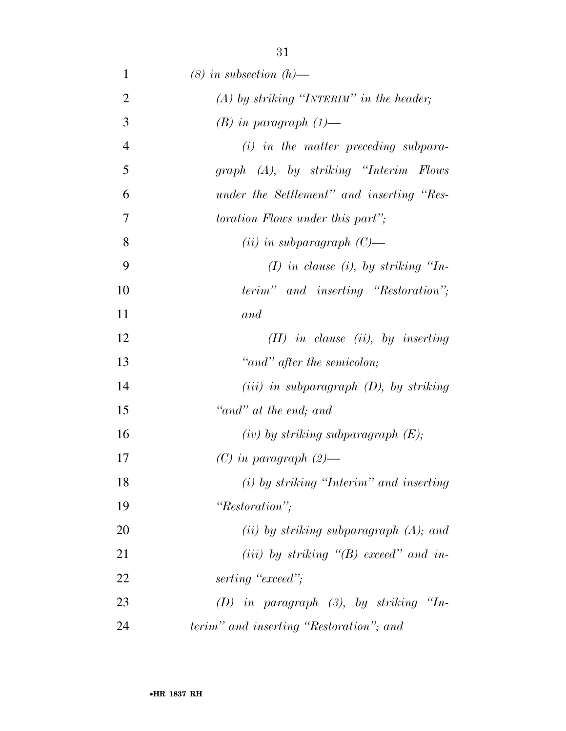*(8) in subsection (h)—*

*(A) by striking "INTERIM" in the header;*

*(B) in paragraph (1)—*

*(i) in the matter preceding subparagraph (A), by striking "Interim Flows under the Settlement" and inserting "Restoration Flows under this part";*

*(ii) in subparagraph (C)—*

*(I) in clause (i), by striking "Interim" and inserting "Restoration"; and*

*(II) in clause (ii), by inserting "and" after the semicolon;*

*(iii) in subparagraph (D), by striking "and" at the end; and*

*(iv) by striking subparagraph (E);*

*(C) in paragraph (2)—*

*(i) by striking "Interim" and inserting "Restoration";*

*(ii) by striking subparagraph (A); and*

*(iii) by striking "(B) exceed" and inserting "exceed";*

*(D) in paragraph (3), by striking "Interim" and inserting "Restoration"; and*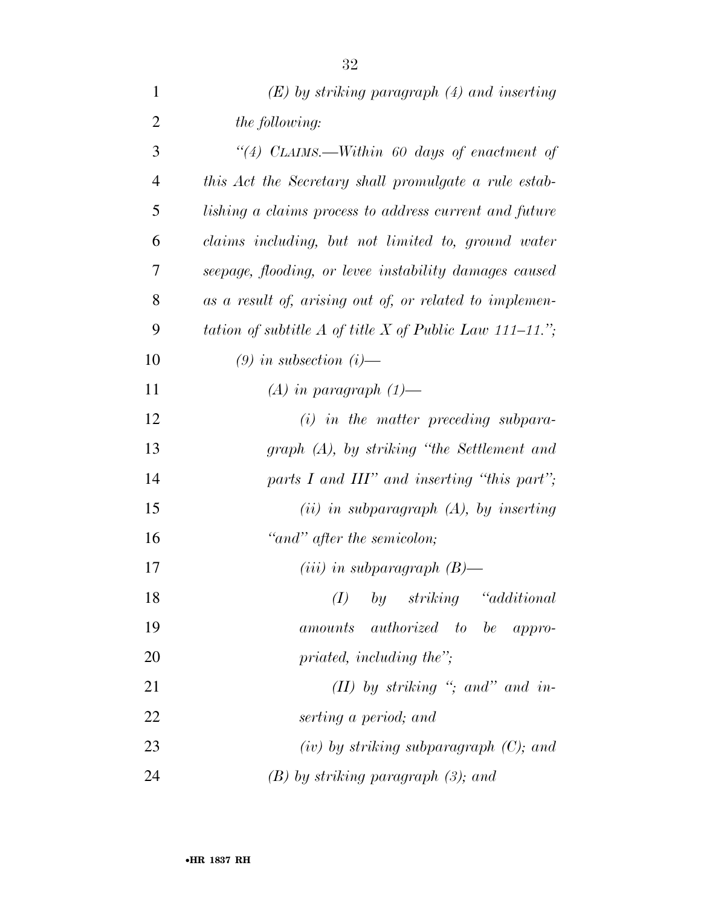*(E) by striking paragraph (4) and inserting the following:*

*"(4) CLAIMS.—Within 60 days of enactment of this Act the Secretary shall promulgate a rule establishing a claims process to address current and future claims including, but not limited to, ground water seepage, flooding, or levee instability damages caused as a result of, arising out of, or related to implementation of subtitle A of title X of Public Law 111–11.";*

*(9) in subsection (i)—*

*(A) in paragraph (1)—*

*(i) in the matter preceding subparagraph (A), by striking "the Settlement and parts I and III" and inserting "this part";*

*(ii) in subparagraph (A), by inserting "and" after the semicolon;*

*(iii) in subparagraph (B)—*

*(I) by striking "additional amounts authorized to be appropriated, including the";*

*(II) by striking "; and" and inserting a period; and*

*(iv) by striking subparagraph (C); and*

*(B) by striking paragraph (3); and*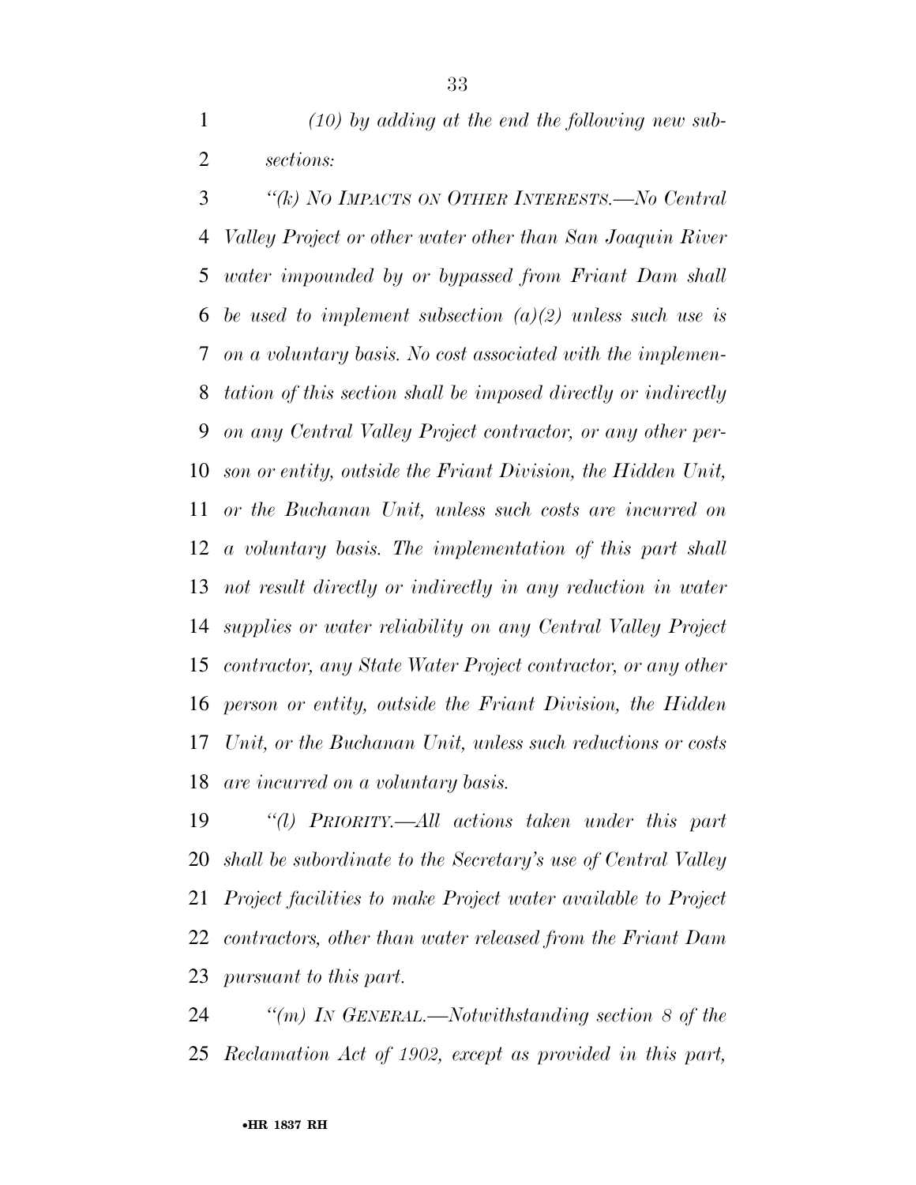*(10) by adding at the end the following new subsections:*

*"(k) No Impacts on Other Interests.—No Central Valley Project or other water other than San Joaquin River water impounded by or bypassed from Friant Dam shall be used to implement subsection (a)(2) unless such use is on a voluntary basis. No cost associated with the implementation of this section shall be imposed directly or indirectly on any Central Valley Project contractor, or any other person or entity, outside the Friant Division, the Hidden Unit, or the Buchanan Unit, unless such costs are incurred on a voluntary basis. The implementation of this part shall not result directly or indirectly in any reduction in water supplies or water reliability on any Central Valley Project contractor, any State Water Project contractor, or any other person or entity, outside the Friant Division, the Hidden Unit, or the Buchanan Unit, unless such reductions or costs are incurred on a voluntary basis.*

*"(l) Priority.—All actions taken under this part shall be subordinate to the Secretary's use of Central Valley Project facilities to make Project water available to Project contractors, other than water released from the Friant Dam pursuant to this part.*

*"(m) In General.—Notwithstanding section 8 of the Reclamation Act of 1902, except as provided in this part,*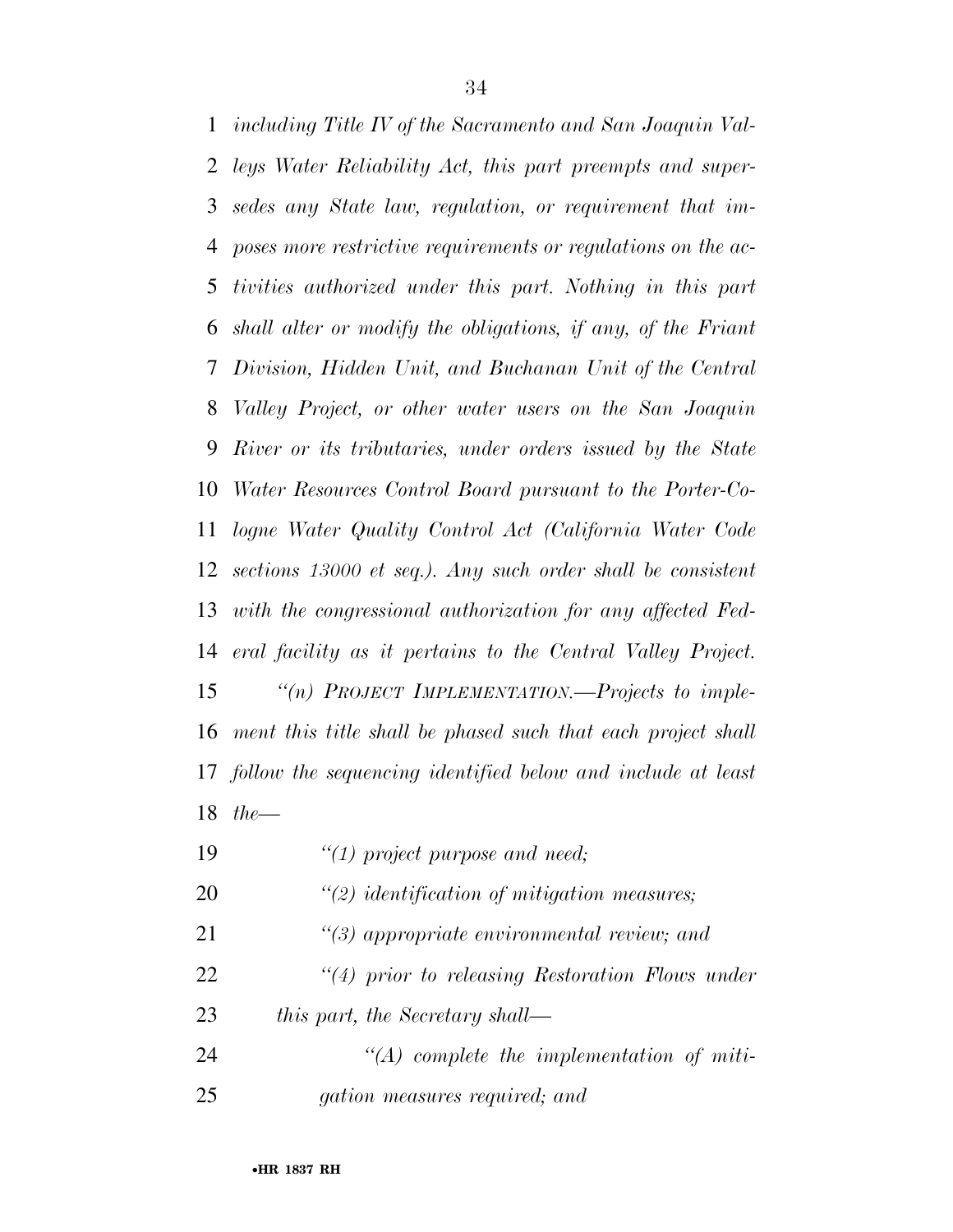*including Title IV of the Sacramento and San Joaquin Valleys Water Reliability Act, this part preempts and supersedes any State law, regulation, or requirement that imposes more restrictive requirements or regulations on the activities authorized under this part. Nothing in this part shall alter or modify the obligations, if any, of the Friant Division, Hidden Unit, and Buchanan Unit of the Central Valley Project, or other water users on the San Joaquin River or its tributaries, under orders issued by the State Water Resources Control Board pursuant to the Porter-Cologne Water Quality Control Act (California Water Code sections 13000 et seq.). Any such order shall be consistent with the congressional authorization for any affected Federal facility as it pertains to the Central Valley Project.*

*"(n) PROJECT IMPLEMENTATION.—Projects to implement this title shall be phased such that each project shall follow the sequencing identified below and include at least the—*

*"(1) project purpose and need;*

*"(2) identification of mitigation measures;*

*"(3) appropriate environmental review; and*

*"(4) prior to releasing Restoration Flows under this part, the Secretary shall—*

*"(A) complete the implementation of mitigation measures required; and*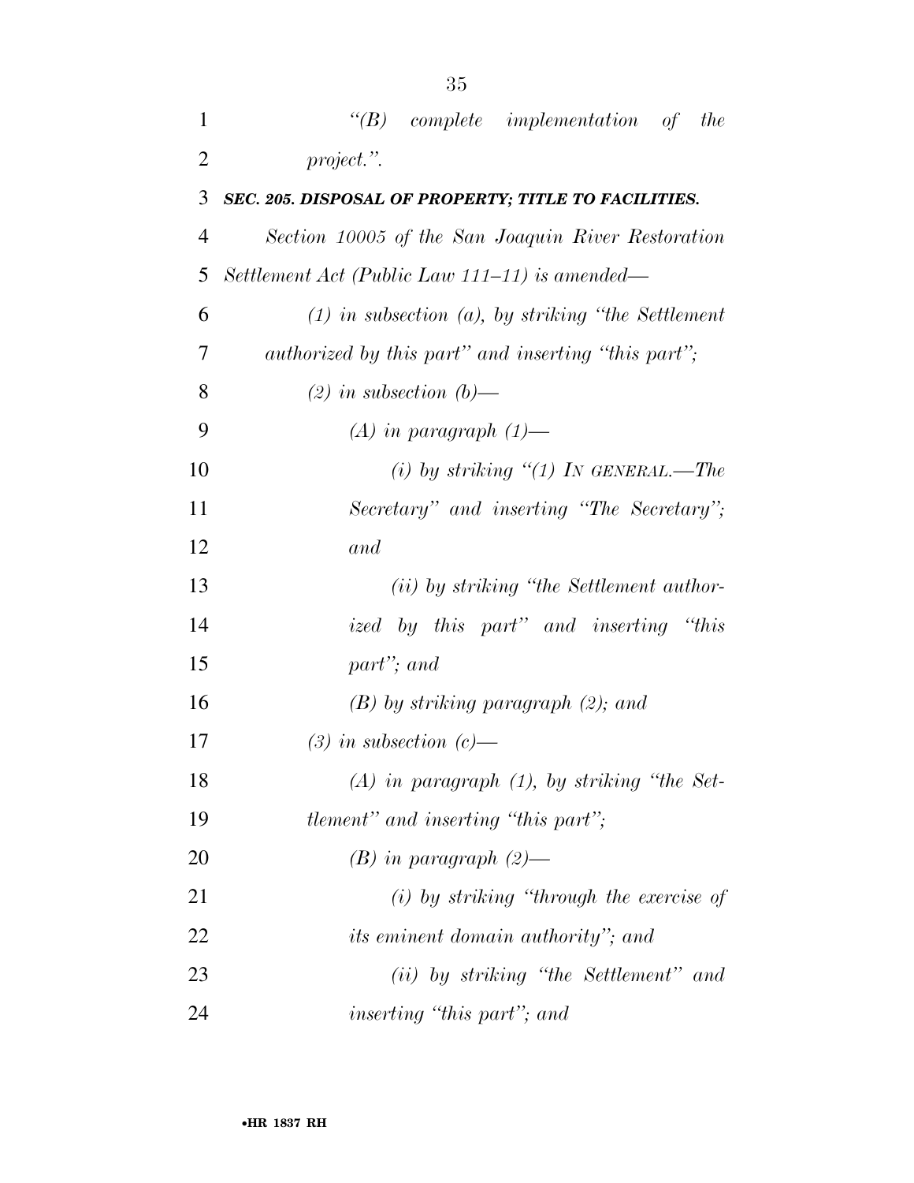*"(B) complete implementation of the project.".*

***SEC. 205. DISPOSAL OF PROPERTY; TITLE TO FACILITIES.***

*Section 10005 of the San Joaquin River Restoration Settlement Act (Public Law 111–11) is amended—*

*(1) in subsection (a), by striking "the Settlement authorized by this part" and inserting "this part";*

*(2) in subsection (b)—*

*(A) in paragraph (1)—*

*(i) by striking "(1) IN GENERAL.—The Secretary" and inserting "The Secretary"; and*

*(ii) by striking "the Settlement authorized by this part" and inserting "this part"; and*

*(B) by striking paragraph (2); and*

*(3) in subsection (c)—*

*(A) in paragraph (1), by striking "the Settlement" and inserting "this part";*

*(B) in paragraph (2)—*

*(i) by striking "through the exercise of its eminent domain authority"; and*

*(ii) by striking "the Settlement" and inserting "this part"; and*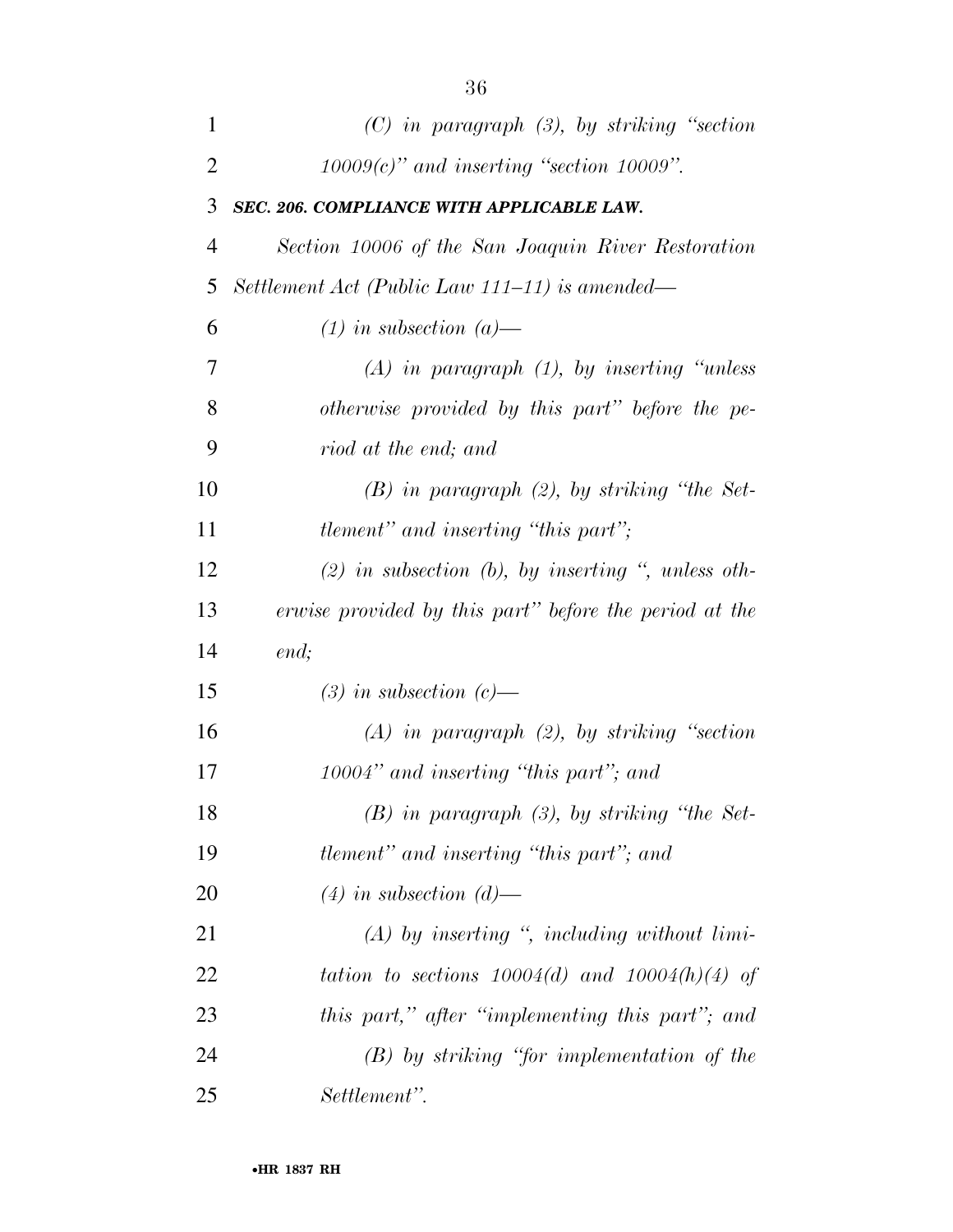*(C) in paragraph (3), by striking "section 10009(c)" and inserting "section 10009".*

***SEC. 206. COMPLIANCE WITH APPLICABLE LAW.***

*Section 10006 of the San Joaquin River Restoration Settlement Act (Public Law 111–11) is amended—*

*(1) in subsection (a)—*

*(A) in paragraph (1), by inserting "unless otherwise provided by this part" before the period at the end; and*

*(B) in paragraph (2), by striking "the Settlement" and inserting "this part";*

*(2) in subsection (b), by inserting ", unless otherwise provided by this part" before the period at the end;*

*(3) in subsection (c)—*

*(A) in paragraph (2), by striking "section 10004" and inserting "this part"; and*

*(B) in paragraph (3), by striking "the Settlement" and inserting "this part"; and*

*(4) in subsection (d)—*

*(A) by inserting ", including without limitation to sections 10004(d) and 10004(h)(4) of this part," after "implementing this part"; and*

*(B) by striking "for implementation of the Settlement".*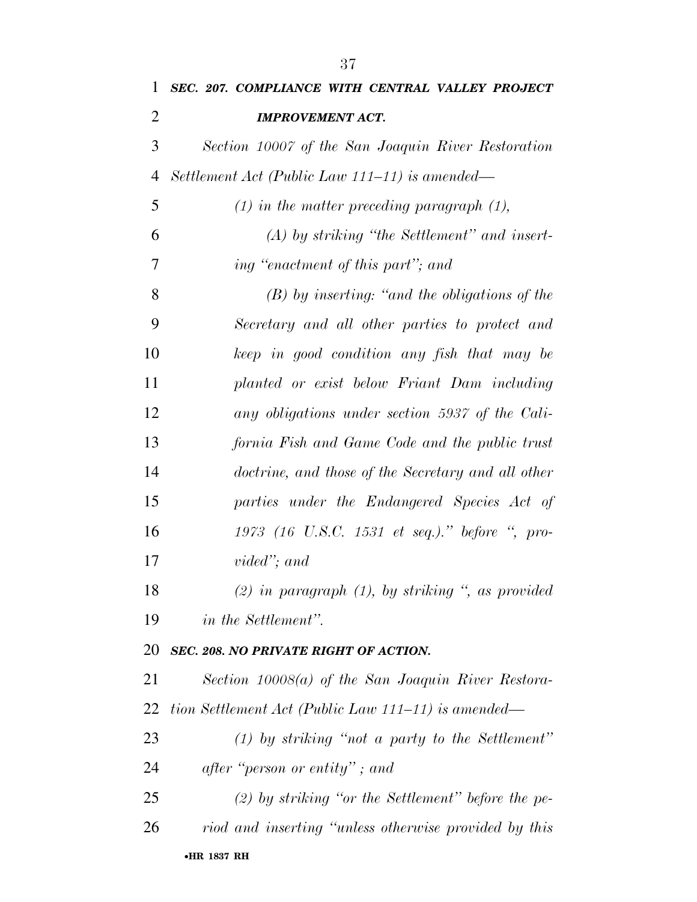***SEC. 207. COMPLIANCE WITH CENTRAL VALLEY PROJECT IMPROVEMENT ACT.***

*Section 10007 of the San Joaquin River Restoration Settlement Act (Public Law 111–11) is amended—*

*(1) in the matter preceding paragraph (1),*

*(A) by striking "the Settlement" and inserting "enactment of this part"; and*

*(B) by inserting: "and the obligations of the Secretary and all other parties to protect and keep in good condition any fish that may be planted or exist below Friant Dam including any obligations under section 5937 of the California Fish and Game Code and the public trust doctrine, and those of the Secretary and all other parties under the Endangered Species Act of 1973 (16 U.S.C. 1531 et seq.)." before ", provided"; and*

*(2) in paragraph (1), by striking ", as provided in the Settlement".*

***SEC. 208. NO PRIVATE RIGHT OF ACTION.***

*Section 10008(a) of the San Joaquin River Restoration Settlement Act (Public Law 111–11) is amended—*

*(1) by striking "not a party to the Settlement" after "person or entity" ; and*

*(2) by striking "or the Settlement" before the period and inserting "unless otherwise provided by this*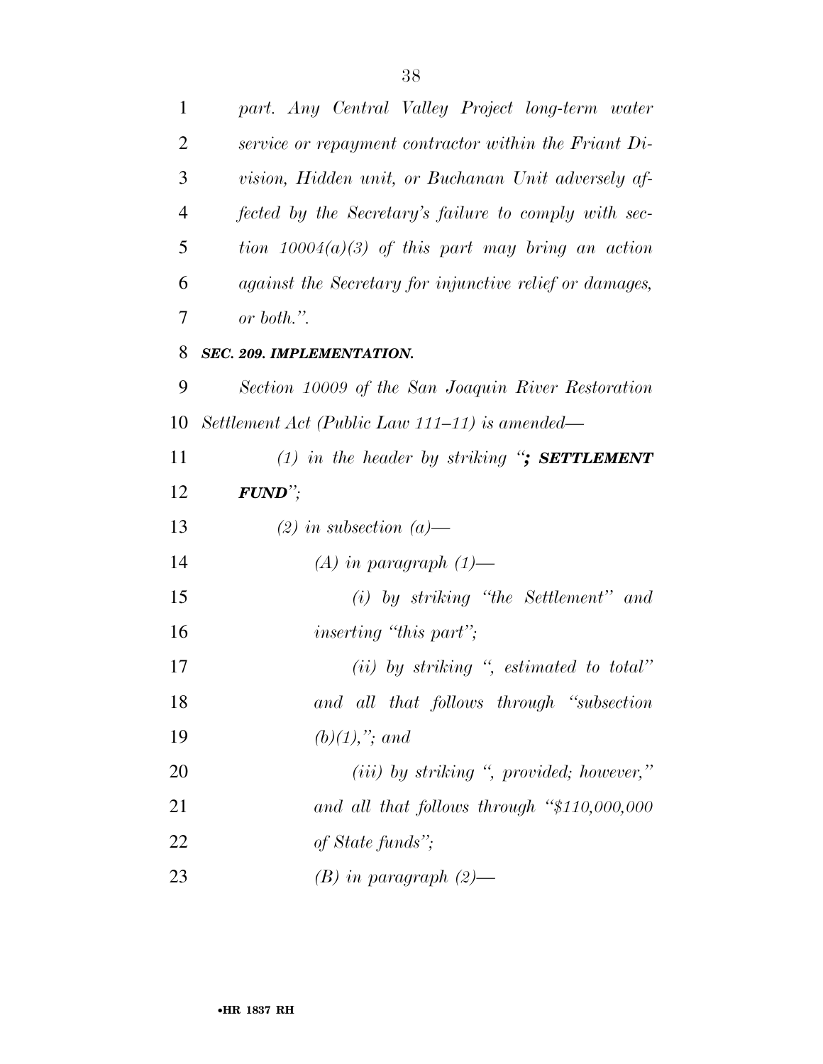*part. Any Central Valley Project long-term water service or repayment contractor within the Friant Division, Hidden unit, or Buchanan Unit adversely affected by the Secretary's failure to comply with section 10004(a)(3) of this part may bring an action against the Secretary for injunctive relief or damages, or both.".*

***SEC. 209. IMPLEMENTATION.***

*Section 10009 of the San Joaquin River Restoration Settlement Act (Public Law 111–11) is amended—*

*(1) in the header by striking "**; SETTLEMENT FUND**";*

*(2) in subsection (a)—*

*(A) in paragraph (1)—*

*(i) by striking "the Settlement" and inserting "this part";*

*(ii) by striking ", estimated to total" and all that follows through "subsection (b)(1),"; and*

*(iii) by striking ", provided; however," and all that follows through "$110,000,000 of State funds";*

*(B) in paragraph (2)—*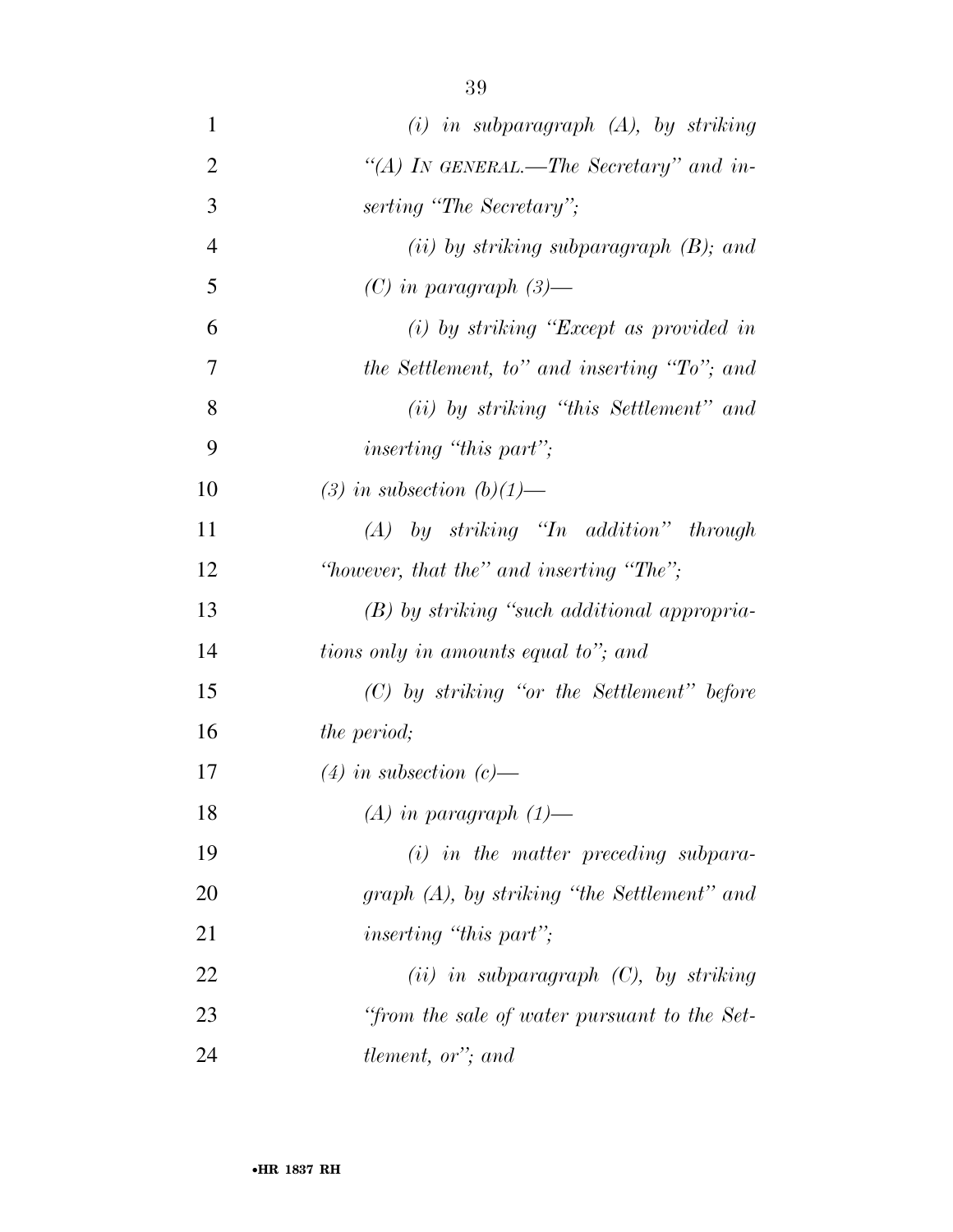*(i) in subparagraph (A), by striking "(A) IN GENERAL.—The Secretary" and inserting "The Secretary";*

*(ii) by striking subparagraph (B); and*

*(C) in paragraph (3)—*

*(i) by striking "Except as provided in the Settlement, to" and inserting "To"; and*

*(ii) by striking "this Settlement" and inserting "this part";*

*(3) in subsection (b)(1)—*

*(A) by striking "In addition" through "however, that the" and inserting "The";*

*(B) by striking "such additional appropriations only in amounts equal to"; and*

*(C) by striking "or the Settlement" before the period;*

*(4) in subsection (c)—*

*(A) in paragraph (1)—*

*(i) in the matter preceding subparagraph (A), by striking "the Settlement" and inserting "this part";*

*(ii) in subparagraph (C), by striking "from the sale of water pursuant to the Settlement, or"; and*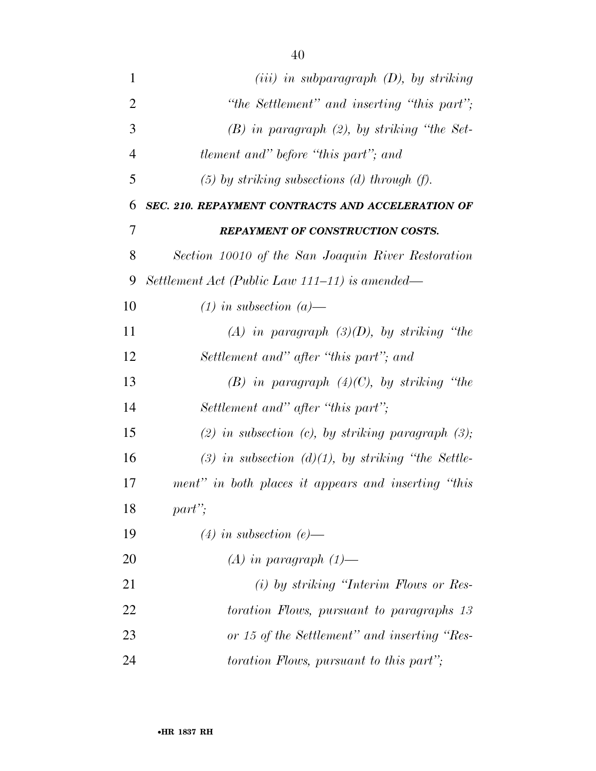*(iii) in subparagraph (D), by striking "the Settlement" and inserting "this part";*

*(B) in paragraph (2), by striking "the Settlement and" before "this part"; and*

*(5) by striking subsections (d) through (f).*

### *SEC. 210. REPAYMENT CONTRACTS AND ACCELERATION OF REPAYMENT OF CONSTRUCTION COSTS.*

*Section 10010 of the San Joaquin River Restoration Settlement Act (Public Law 111–11) is amended—*

*(1) in subsection (a)—*

*(A) in paragraph (3)(D), by striking "the Settlement and" after "this part"; and*

*(B) in paragraph (4)(C), by striking "the Settlement and" after "this part";*

*(2) in subsection (c), by striking paragraph (3);*

*(3) in subsection (d)(1), by striking "the Settlement" in both places it appears and inserting "this part";*

*(4) in subsection (e)—*

*(A) in paragraph (1)—*

*(i) by striking "Interim Flows or Restoration Flows, pursuant to paragraphs 13 or 15 of the Settlement" and inserting "Restoration Flows, pursuant to this part";*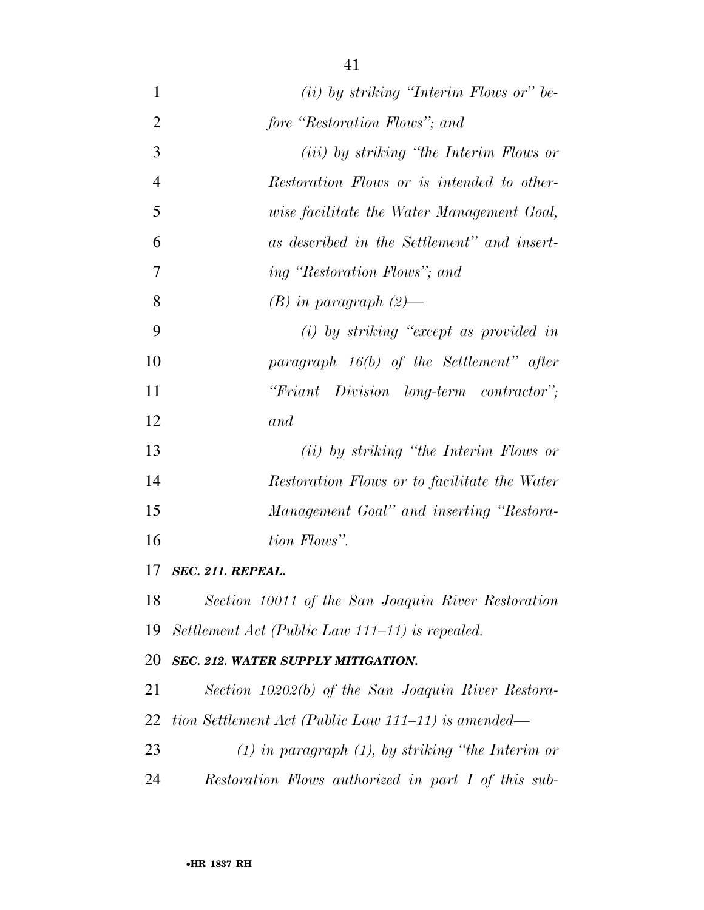*(ii) by striking "Interim Flows or" before "Restoration Flows"; and*

*(iii) by striking "the Interim Flows or Restoration Flows or is intended to otherwise facilitate the Water Management Goal, as described in the Settlement" and inserting "Restoration Flows"; and*

*(B) in paragraph (2)—*

*(i) by striking "except as provided in paragraph 16(b) of the Settlement" after "Friant Division long-term contractor"; and*

*(ii) by striking "the Interim Flows or Restoration Flows or to facilitate the Water Management Goal" and inserting "Restoration Flows".*

***SEC. 211. REPEAL.***

*Section 10011 of the San Joaquin River Restoration Settlement Act (Public Law 111–11) is repealed.*

***SEC. 212. WATER SUPPLY MITIGATION.***

*Section 10202(b) of the San Joaquin River Restoration Settlement Act (Public Law 111–11) is amended—*

*(1) in paragraph (1), by striking "the Interim or Restoration Flows authorized in part I of this sub-*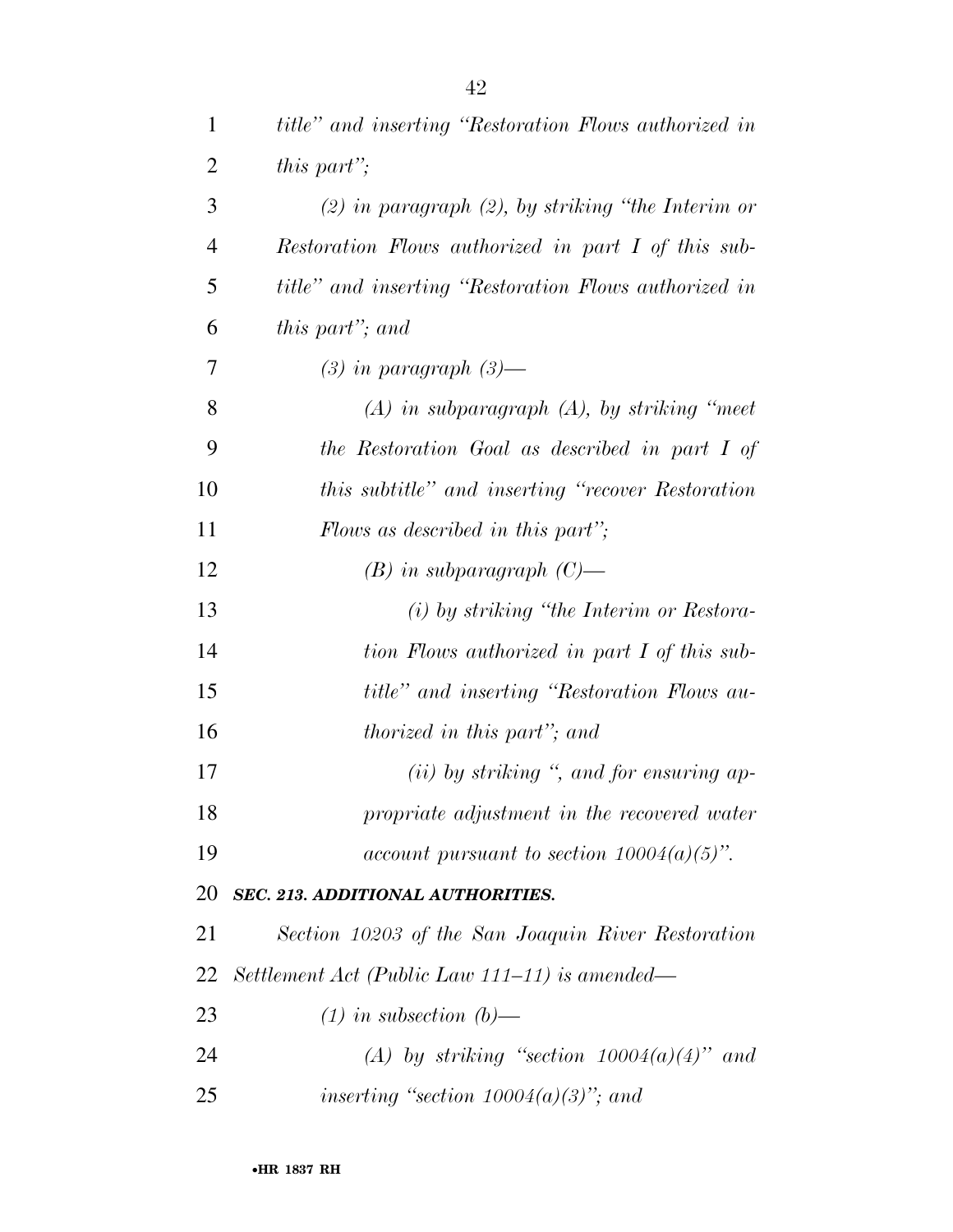*title" and inserting "Restoration Flows authorized in this part";*

*(2) in paragraph (2), by striking "the Interim or Restoration Flows authorized in part I of this subtitle" and inserting "Restoration Flows authorized in this part"; and*

*(3) in paragraph (3)—*

*(A) in subparagraph (A), by striking "meet the Restoration Goal as described in part I of this subtitle" and inserting "recover Restoration Flows as described in this part";*

*(B) in subparagraph (C)—*

*(i) by striking "the Interim or Restoration Flows authorized in part I of this subtitle" and inserting "Restoration Flows authorized in this part"; and*

*(ii) by striking ", and for ensuring appropriate adjustment in the recovered water account pursuant to section 10004(a)(5)".*

***SEC. 213. ADDITIONAL AUTHORITIES.***

*Section 10203 of the San Joaquin River Restoration Settlement Act (Public Law 111–11) is amended—*

*(1) in subsection (b)—*

*(A) by striking "section 10004(a)(4)" and inserting "section 10004(a)(3)"; and*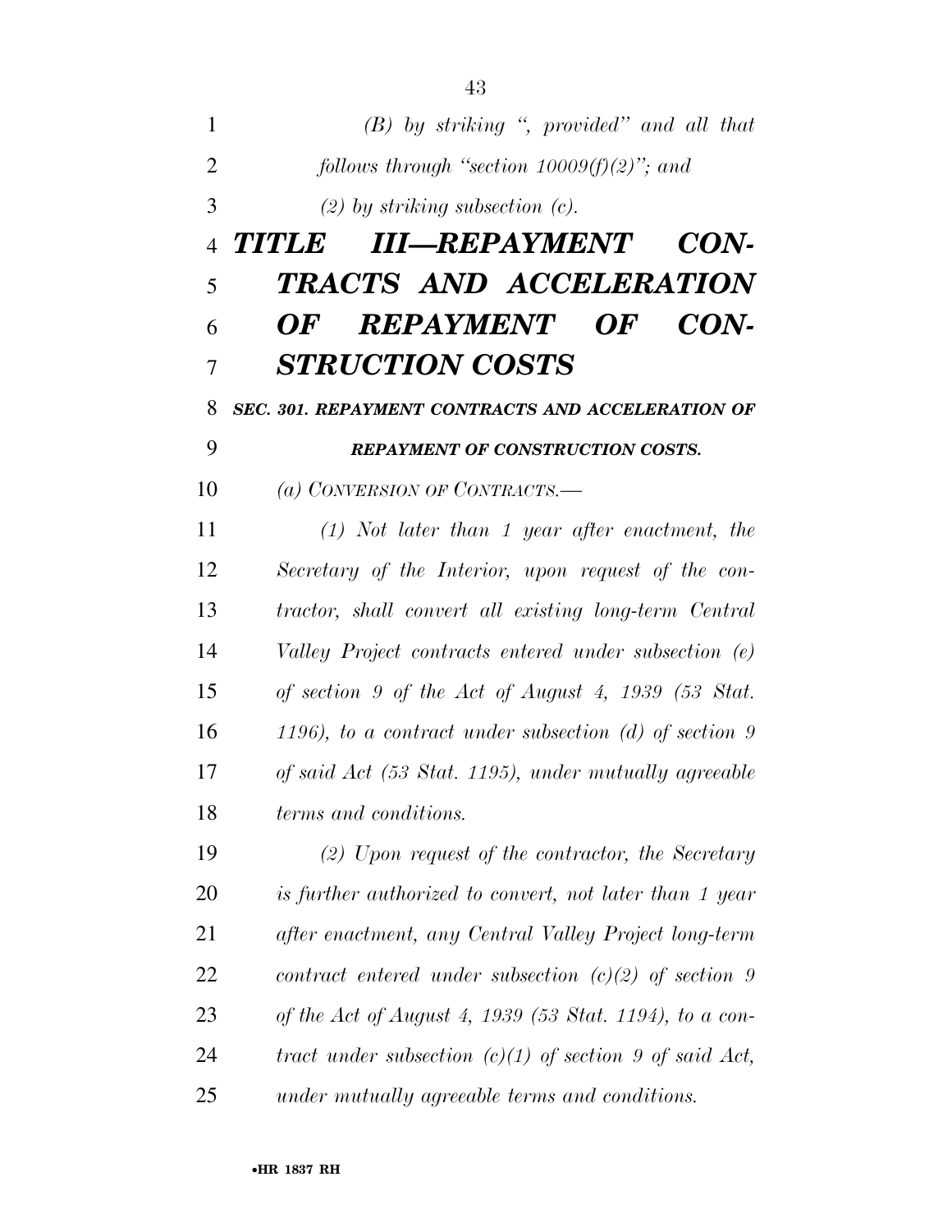*(B) by striking ", provided" and all that follows through "section 10009(f)(2)"; and*

*(2) by striking subsection (c).*

# *TITLE III—REPAYMENT CONTRACTS AND ACCELERATION OF REPAYMENT OF CONSTRUCTION COSTS*

## ***SEC. 301. REPAYMENT CONTRACTS AND ACCELERATION OF REPAYMENT OF CONSTRUCTION COSTS.***

*(a) CONVERSION OF CONTRACTS.—*

*(1) Not later than 1 year after enactment, the Secretary of the Interior, upon request of the contractor, shall convert all existing long-term Central Valley Project contracts entered under subsection (e) of section 9 of the Act of August 4, 1939 (53 Stat. 1196), to a contract under subsection (d) of section 9 of said Act (53 Stat. 1195), under mutually agreeable terms and conditions.*

*(2) Upon request of the contractor, the Secretary is further authorized to convert, not later than 1 year after enactment, any Central Valley Project long-term contract entered under subsection (c)(2) of section 9 of the Act of August 4, 1939 (53 Stat. 1194), to a contract under subsection (c)(1) of section 9 of said Act, under mutually agreeable terms and conditions.*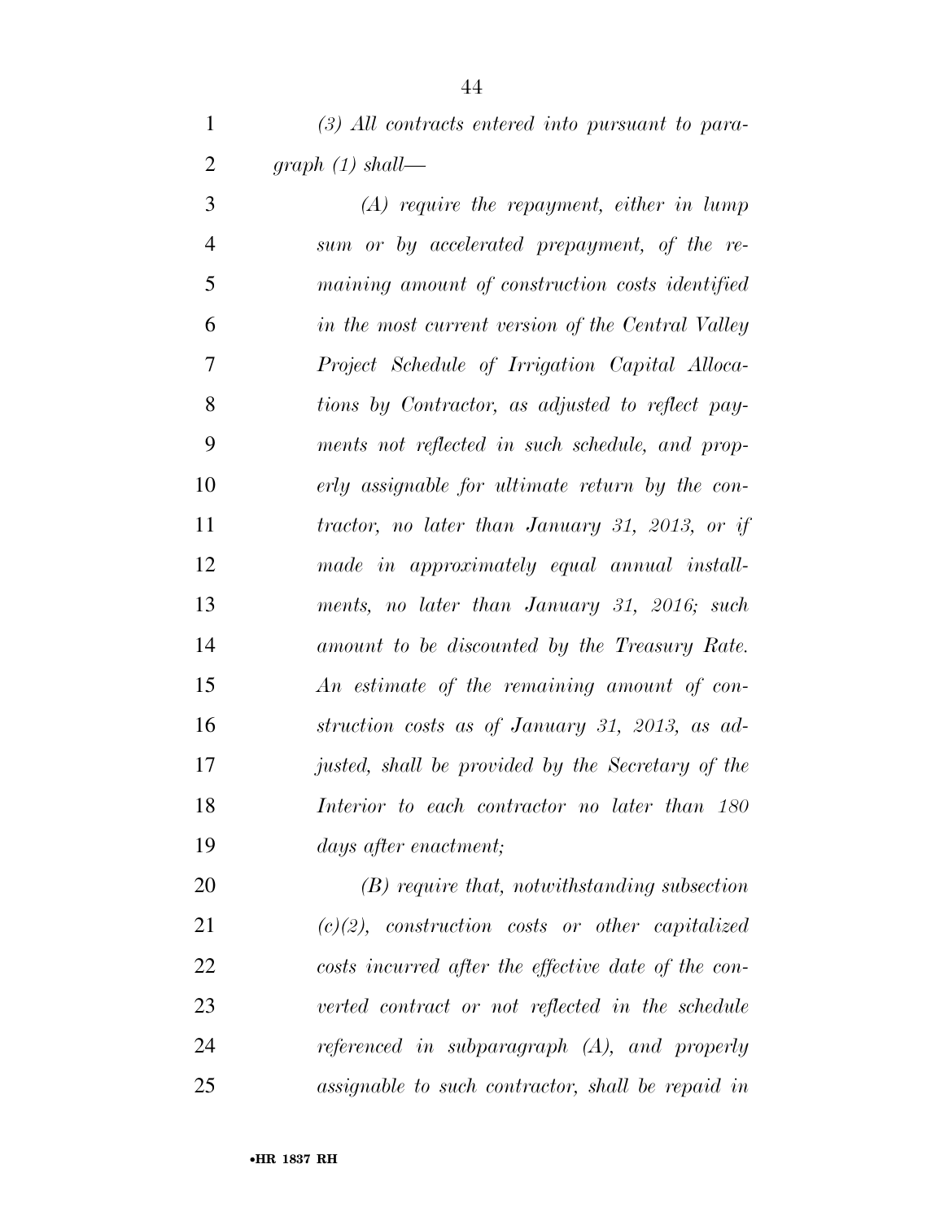*(3) All contracts entered into pursuant to paragraph (1) shall—*

*(A) require the repayment, either in lump sum or by accelerated prepayment, of the remaining amount of construction costs identified in the most current version of the Central Valley Project Schedule of Irrigation Capital Allocations by Contractor, as adjusted to reflect payments not reflected in such schedule, and properly assignable for ultimate return by the contractor, no later than January 31, 2013, or if made in approximately equal annual installments, no later than January 31, 2016; such amount to be discounted by the Treasury Rate. An estimate of the remaining amount of construction costs as of January 31, 2013, as adjusted, shall be provided by the Secretary of the Interior to each contractor no later than 180 days after enactment;*

*(B) require that, notwithstanding subsection (c)(2), construction costs or other capitalized costs incurred after the effective date of the converted contract or not reflected in the schedule referenced in subparagraph (A), and properly assignable to such contractor, shall be repaid in*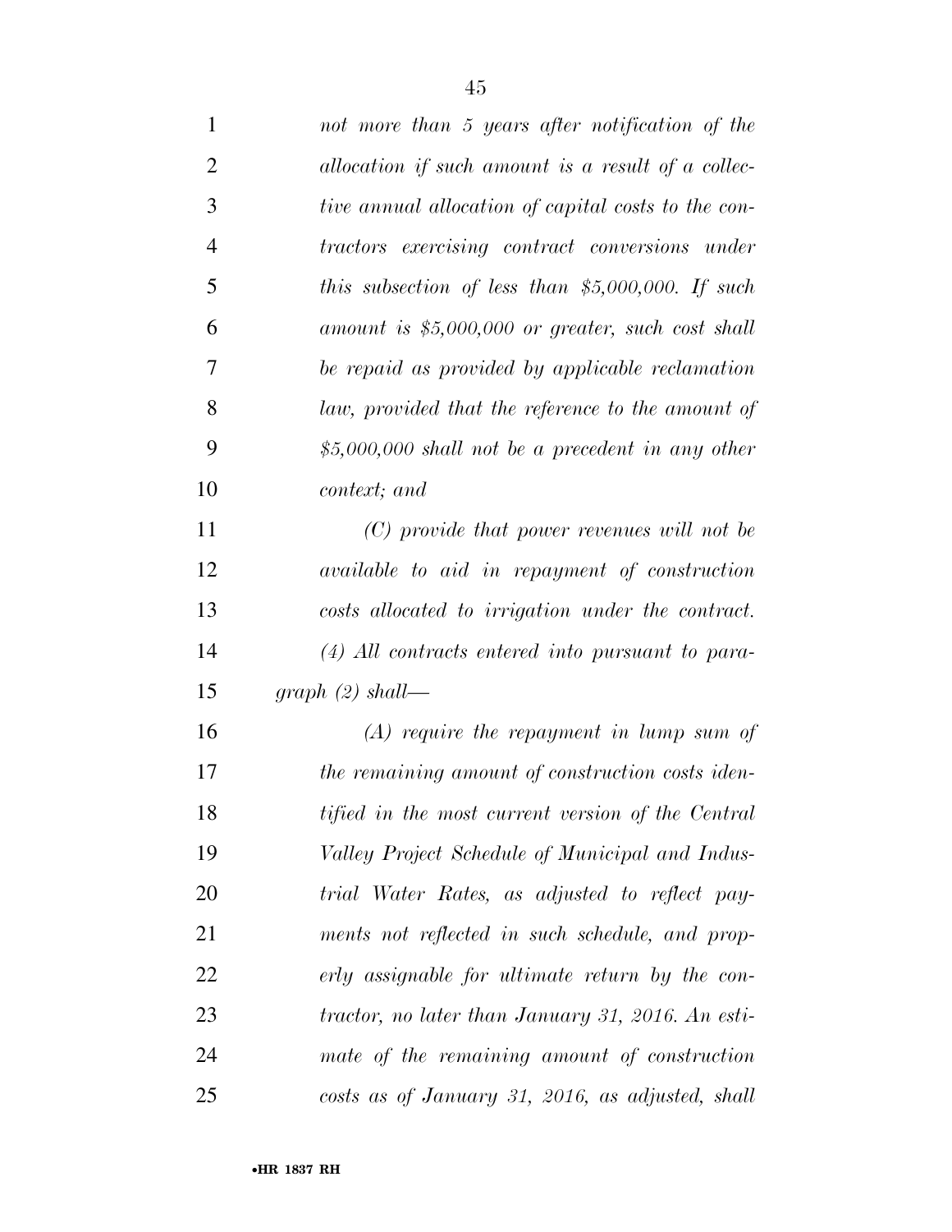*not more than 5 years after notification of the allocation if such amount is a result of a collective annual allocation of capital costs to the contractors exercising contract conversions under this subsection of less than $5,000,000. If such amount is $5,000,000 or greater, such cost shall be repaid as provided by applicable reclamation law, provided that the reference to the amount of $5,000,000 shall not be a precedent in any other context; and*

*(C) provide that power revenues will not be available to aid in repayment of construction costs allocated to irrigation under the contract.*

*(4) All contracts entered into pursuant to paragraph (2) shall—*

*(A) require the repayment in lump sum of the remaining amount of construction costs identified in the most current version of the Central Valley Project Schedule of Municipal and Industrial Water Rates, as adjusted to reflect payments not reflected in such schedule, and properly assignable for ultimate return by the contractor, no later than January 31, 2016. An estimate of the remaining amount of construction costs as of January 31, 2016, as adjusted, shall*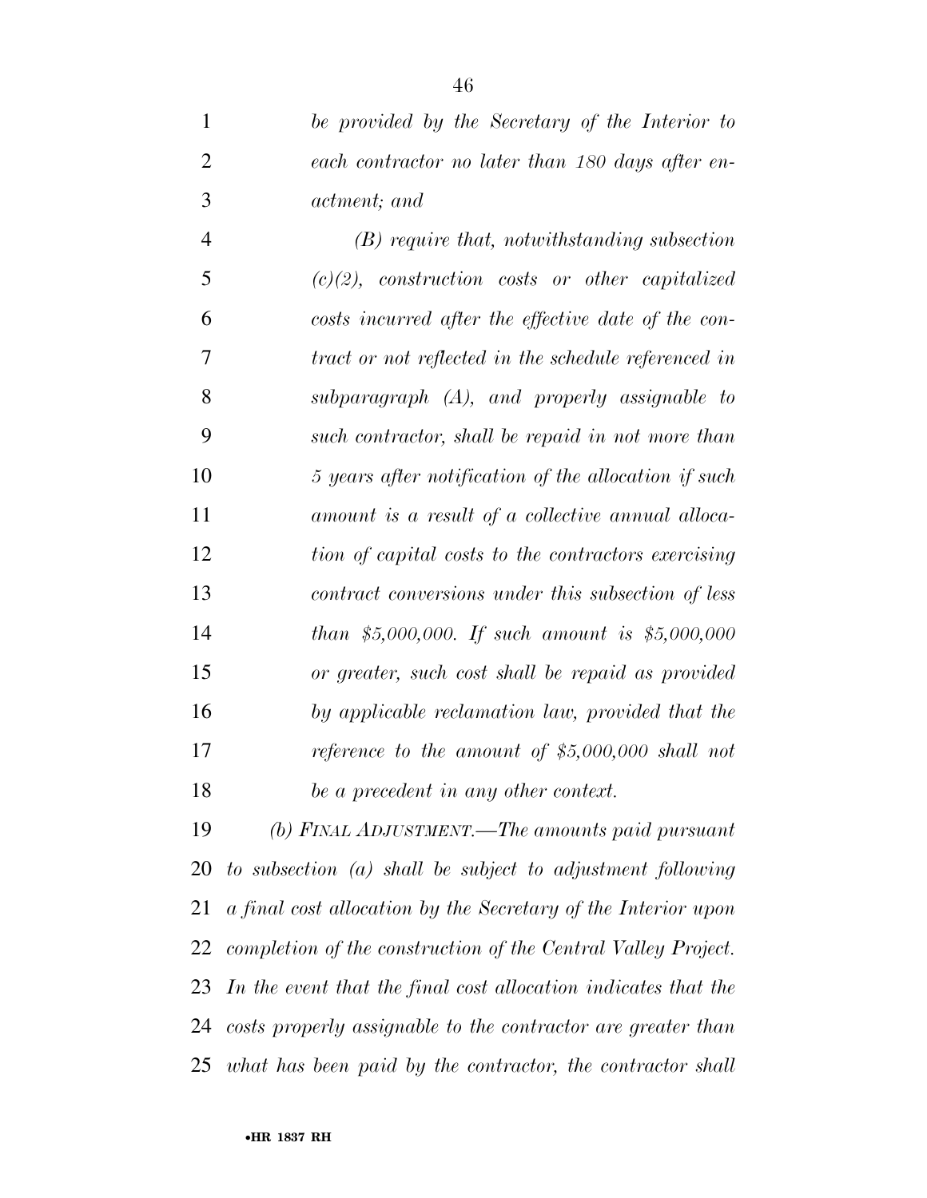*be provided by the Secretary of the Interior to each contractor no later than 180 days after enactment; and*

*(B) require that, notwithstanding subsection (c)(2), construction costs or other capitalized costs incurred after the effective date of the contract or not reflected in the schedule referenced in subparagraph (A), and properly assignable to such contractor, shall be repaid in not more than 5 years after notification of the allocation if such amount is a result of a collective annual allocation of capital costs to the contractors exercising contract conversions under this subsection of less than $5,000,000. If such amount is $5,000,000 or greater, such cost shall be repaid as provided by applicable reclamation law, provided that the reference to the amount of $5,000,000 shall not be a precedent in any other context.*

*(b) FINAL ADJUSTMENT.—The amounts paid pursuant to subsection (a) shall be subject to adjustment following a final cost allocation by the Secretary of the Interior upon completion of the construction of the Central Valley Project. In the event that the final cost allocation indicates that the costs properly assignable to the contractor are greater than what has been paid by the contractor, the contractor shall*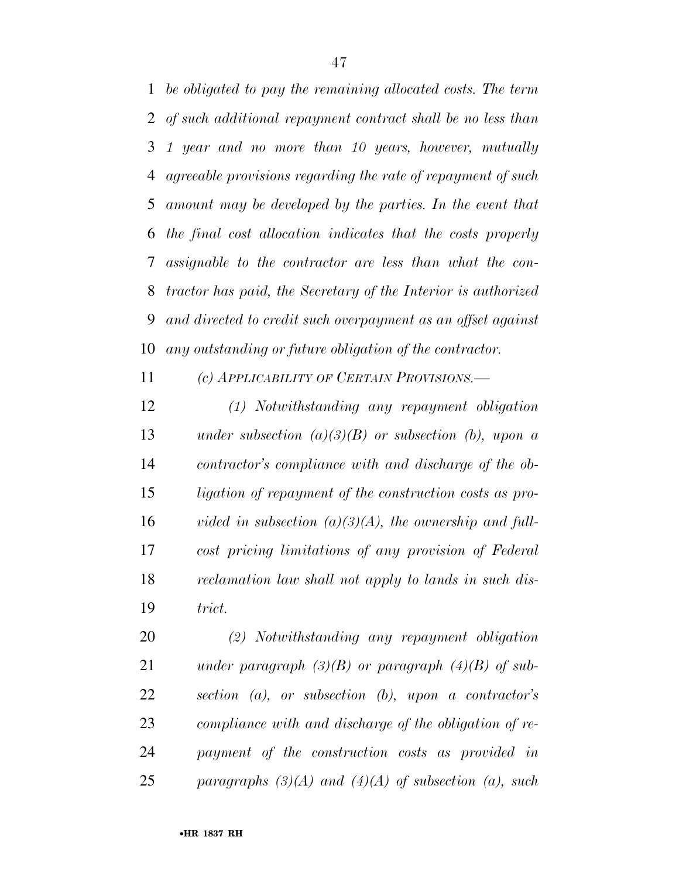*be obligated to pay the remaining allocated costs. The term of such additional repayment contract shall be no less than 1 year and no more than 10 years, however, mutually agreeable provisions regarding the rate of repayment of such amount may be developed by the parties. In the event that the final cost allocation indicates that the costs properly assignable to the contractor are less than what the contractor has paid, the Secretary of the Interior is authorized and directed to credit such overpayment as an offset against any outstanding or future obligation of the contractor.*

*(c) APPLICABILITY OF CERTAIN PROVISIONS.—*

*(1) Notwithstanding any repayment obligation under subsection (a)(3)(B) or subsection (b), upon a contractor's compliance with and discharge of the obligation of repayment of the construction costs as provided in subsection (a)(3)(A), the ownership and full-cost pricing limitations of any provision of Federal reclamation law shall not apply to lands in such district.*

*(2) Notwithstanding any repayment obligation under paragraph (3)(B) or paragraph (4)(B) of subsection (a), or subsection (b), upon a contractor's compliance with and discharge of the obligation of repayment of the construction costs as provided in paragraphs (3)(A) and (4)(A) of subsection (a), such*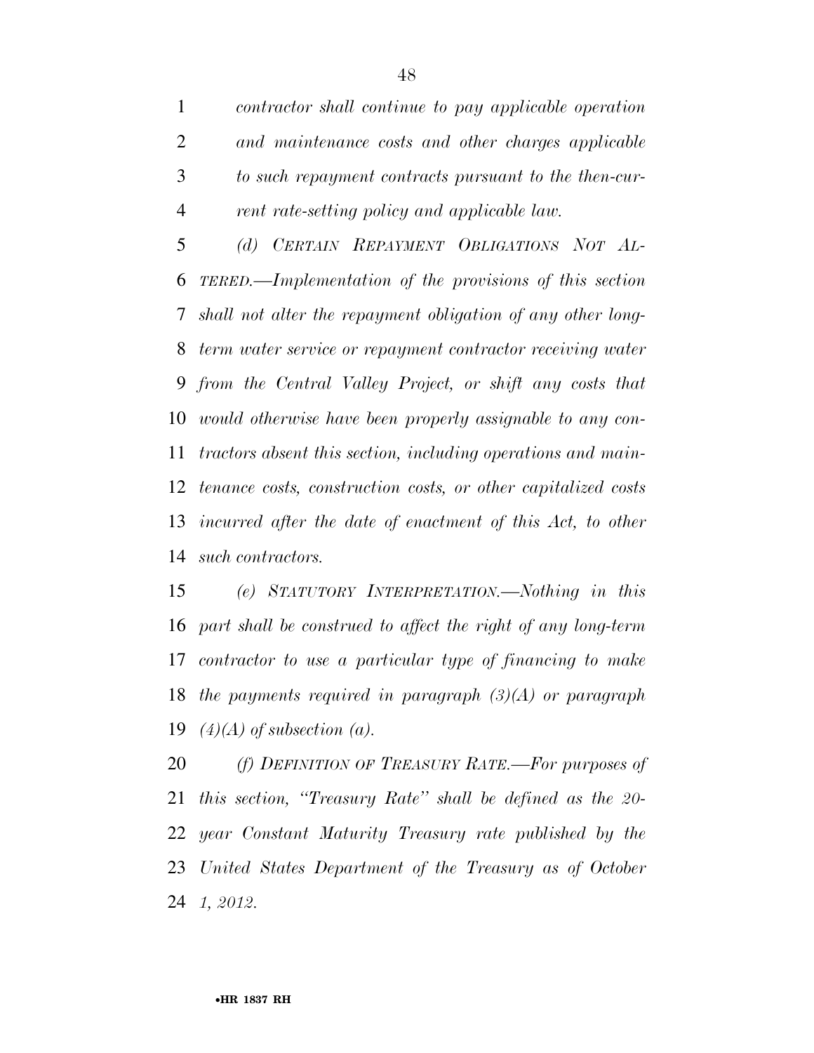*contractor shall continue to pay applicable operation and maintenance costs and other charges applicable to such repayment contracts pursuant to the then-current rate-setting policy and applicable law.*

*(d) CERTAIN REPAYMENT OBLIGATIONS NOT ALTERED.—Implementation of the provisions of this section shall not alter the repayment obligation of any other long-term water service or repayment contractor receiving water from the Central Valley Project, or shift any costs that would otherwise have been properly assignable to any contractors absent this section, including operations and maintenance costs, construction costs, or other capitalized costs incurred after the date of enactment of this Act, to other such contractors.*

*(e) STATUTORY INTERPRETATION.—Nothing in this part shall be construed to affect the right of any long-term contractor to use a particular type of financing to make the payments required in paragraph (3)(A) or paragraph (4)(A) of subsection (a).*

*(f) DEFINITION OF TREASURY RATE.—For purposes of this section, "Treasury Rate" shall be defined as the 20-year Constant Maturity Treasury rate published by the United States Department of the Treasury as of October 1, 2012.*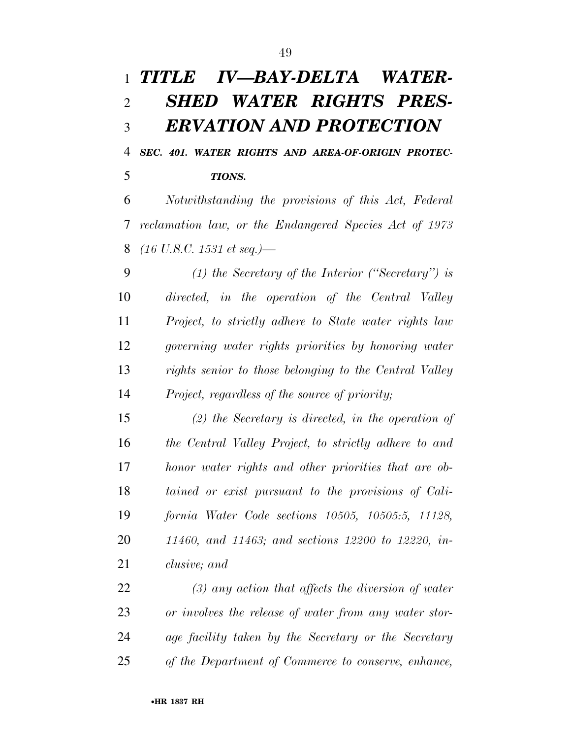# *TITLE IV—BAY-DELTA WATERSHED WATER RIGHTS PRESERVATION AND PROTECTION*

***SEC. 401. WATER RIGHTS AND AREA-OF-ORIGIN PROTECTIONS.***

*Notwithstanding the provisions of this Act, Federal reclamation law, or the Endangered Species Act of 1973 (16 U.S.C. 1531 et seq.)—*

*(1) the Secretary of the Interior ("Secretary") is directed, in the operation of the Central Valley Project, to strictly adhere to State water rights law governing water rights priorities by honoring water rights senior to those belonging to the Central Valley Project, regardless of the source of priority;*

*(2) the Secretary is directed, in the operation of the Central Valley Project, to strictly adhere to and honor water rights and other priorities that are obtained or exist pursuant to the provisions of California Water Code sections 10505, 10505:5, 11128, 11460, and 11463; and sections 12200 to 12220, inclusive; and*

*(3) any action that affects the diversion of water or involves the release of water from any water storage facility taken by the Secretary or the Secretary of the Department of Commerce to conserve, enhance,*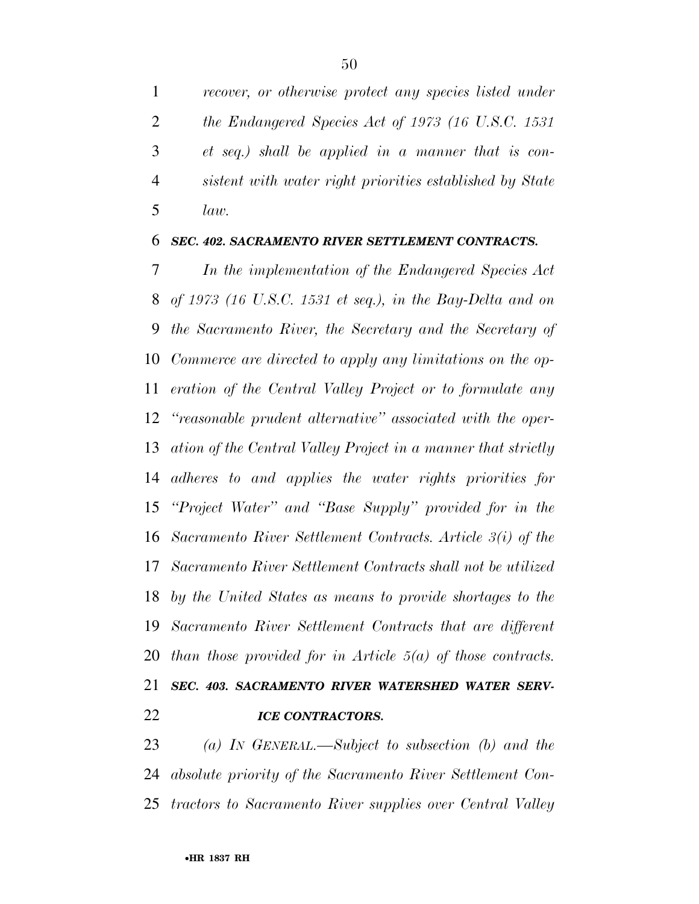*recover, or otherwise protect any species listed under the Endangered Species Act of 1973 (16 U.S.C. 1531 et seq.) shall be applied in a manner that is consistent with water right priorities established by State law.*

***SEC. 402. SACRAMENTO RIVER SETTLEMENT CONTRACTS.***

*In the implementation of the Endangered Species Act of 1973 (16 U.S.C. 1531 et seq.), in the Bay-Delta and on the Sacramento River, the Secretary and the Secretary of Commerce are directed to apply any limitations on the operation of the Central Valley Project or to formulate any "reasonable prudent alternative" associated with the operation of the Central Valley Project in a manner that strictly adheres to and applies the water rights priorities for "Project Water" and "Base Supply" provided for in the Sacramento River Settlement Contracts. Article 3(i) of the Sacramento River Settlement Contracts shall not be utilized by the United States as means to provide shortages to the Sacramento River Settlement Contracts that are different than those provided for in Article 5(a) of those contracts.*

***SEC. 403. SACRAMENTO RIVER WATERSHED WATER SERVICE CONTRACTORS.***

*(a) IN GENERAL.—Subject to subsection (b) and the absolute priority of the Sacramento River Settlement Contractors to Sacramento River supplies over Central Valley*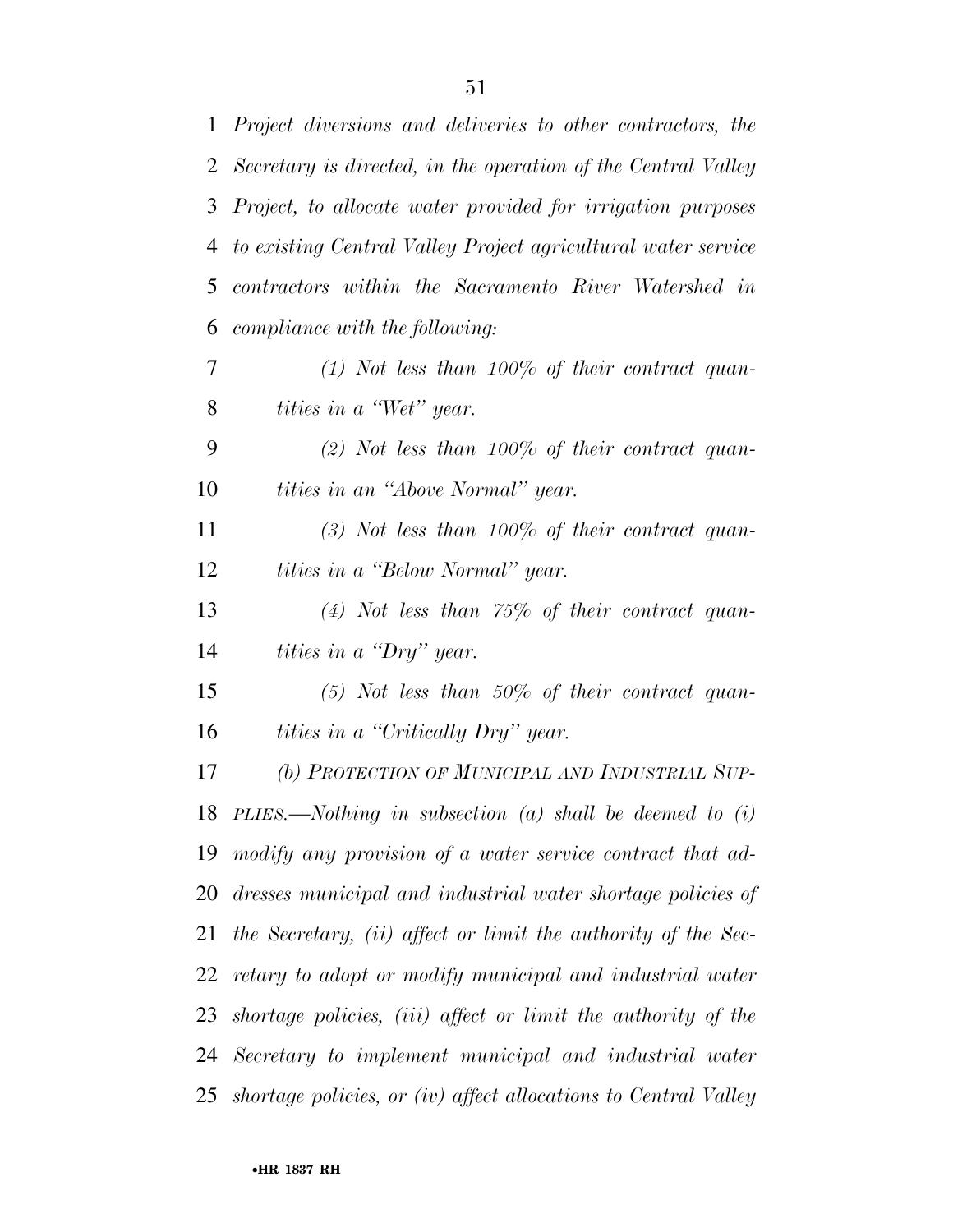*Project diversions and deliveries to other contractors, the Secretary is directed, in the operation of the Central Valley Project, to allocate water provided for irrigation purposes to existing Central Valley Project agricultural water service contractors within the Sacramento River Watershed in compliance with the following:*

*(1) Not less than 100% of their contract quantities in a "Wet" year.*

*(2) Not less than 100% of their contract quantities in an "Above Normal" year.*

*(3) Not less than 100% of their contract quantities in a "Below Normal" year.*

*(4) Not less than 75% of their contract quantities in a "Dry" year.*

*(5) Not less than 50% of their contract quantities in a "Critically Dry" year.*

*(b) PROTECTION OF MUNICIPAL AND INDUSTRIAL SUPPLIES.—Nothing in subsection (a) shall be deemed to (i) modify any provision of a water service contract that addresses municipal and industrial water shortage policies of the Secretary, (ii) affect or limit the authority of the Secretary to adopt or modify municipal and industrial water shortage policies, (iii) affect or limit the authority of the Secretary to implement municipal and industrial water shortage policies, or (iv) affect allocations to Central Valley*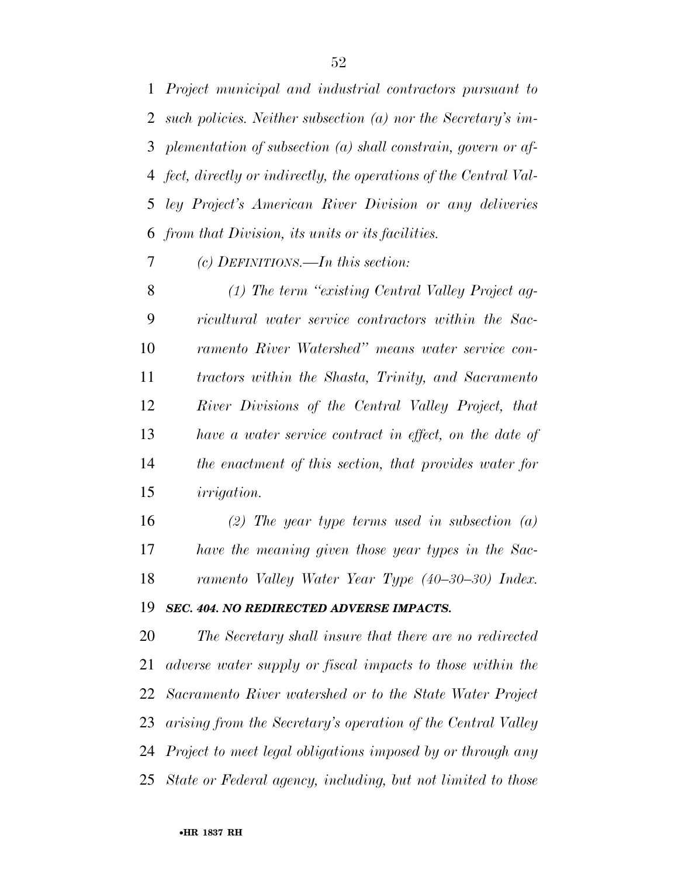*Project municipal and industrial contractors pursuant to such policies. Neither subsection (a) nor the Secretary's implementation of subsection (a) shall constrain, govern or affect, directly or indirectly, the operations of the Central Valley Project's American River Division or any deliveries from that Division, its units or its facilities.*

*(c) DEFINITIONS.—In this section:*

*(1) The term "existing Central Valley Project agricultural water service contractors within the Sacramento River Watershed" means water service contractors within the Shasta, Trinity, and Sacramento River Divisions of the Central Valley Project, that have a water service contract in effect, on the date of the enactment of this section, that provides water for irrigation.*

*(2) The year type terms used in subsection (a) have the meaning given those year types in the Sacramento Valley Water Year Type (40–30–30) Index.*

***SEC. 404. NO REDIRECTED ADVERSE IMPACTS.***

*The Secretary shall insure that there are no redirected adverse water supply or fiscal impacts to those within the Sacramento River watershed or to the State Water Project arising from the Secretary's operation of the Central Valley Project to meet legal obligations imposed by or through any State or Federal agency, including, but not limited to those*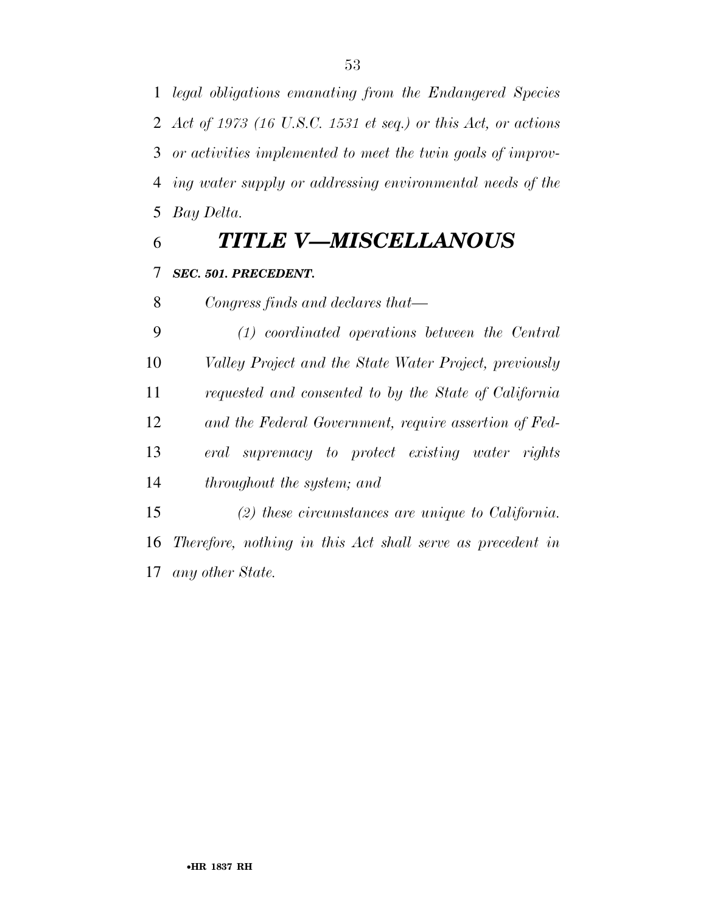*legal obligations emanating from the Endangered Species Act of 1973 (16 U.S.C. 1531 et seq.) or this Act, or actions or activities implemented to meet the twin goals of improving water supply or addressing environmental needs of the Bay Delta.*

## *TITLE V—MISCELLANOUS*

### *SEC. 501. PRECEDENT.*

*Congress finds and declares that—*

*(1) coordinated operations between the Central Valley Project and the State Water Project, previously requested and consented to by the State of California and the Federal Government, require assertion of Federal supremacy to protect existing water rights throughout the system; and*

*(2) these circumstances are unique to California.*

*Therefore, nothing in this Act shall serve as precedent in any other State.*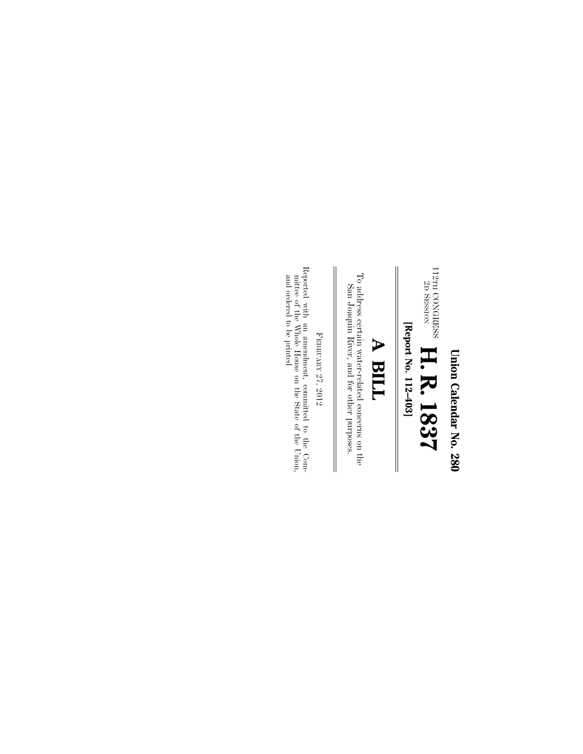**Union Calendar No. 280**

112TH CONGRESS
2D SESSION

# H. R. 1837

**[Report No. 112–403]**

# A BILL

To address certain water-related concerns on the San Joaquin River, and for other purposes.

FEBRUARY 27, 2012

Reported with an amendment, committed to the Committee of the Whole House on the State of the Union, and ordered to be printed